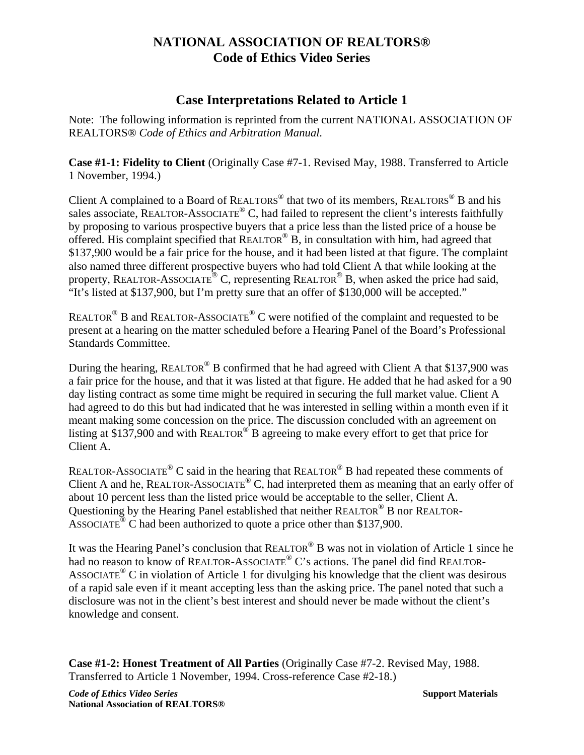# NATIONAL ASSOCIATION OF REALTORS®
## Code of Ethics Video Series

## Case Interpretations Related to Article 1

Note: The following information is reprinted from the current NATIONAL ASSOCIATION OF REALTORS® *Code of Ethics and Arbitration Manual.*

**Case #1-1: Fidelity to Client** (Originally Case #7-1. Revised May, 1988. Transferred to Article 1 November, 1994.)

Client A complained to a Board of REALTORS® that two of its members, REALTORS® B and his sales associate, REALTOR-ASSOCIATE® C, had failed to represent the client's interests faithfully by proposing to various prospective buyers that a price less than the listed price of a house be offered. His complaint specified that REALTOR® B, in consultation with him, had agreed that $137,900 would be a fair price for the house, and it had been listed at that figure. The complaint also named three different prospective buyers who had told Client A that while looking at the property, REALTOR-ASSOCIATE® C, representing REALTOR® B, when asked the price had said, "It's listed at $137,900, but I'm pretty sure that an offer of $130,000 will be accepted."

REALTOR® B and REALTOR-ASSOCIATE® C were notified of the complaint and requested to be present at a hearing on the matter scheduled before a Hearing Panel of the Board's Professional Standards Committee.

During the hearing, REALTOR® B confirmed that he had agreed with Client A that $137,900 was a fair price for the house, and that it was listed at that figure. He added that he had asked for a 90 day listing contract as some time might be required in securing the full market value. Client A had agreed to do this but had indicated that he was interested in selling within a month even if it meant making some concession on the price. The discussion concluded with an agreement on listing at $137,900 and with REALTOR® B agreeing to make every effort to get that price for Client A.

REALTOR-ASSOCIATE® C said in the hearing that REALTOR® B had repeated these comments of Client A and he, REALTOR-ASSOCIATE® C, had interpreted them as meaning that an early offer of about 10 percent less than the listed price would be acceptable to the seller, Client A. Questioning by the Hearing Panel established that neither REALTOR® B nor REALTOR-ASSOCIATE® C had been authorized to quote a price other than $137,900.

It was the Hearing Panel's conclusion that REALTOR® B was not in violation of Article 1 since he had no reason to know of REALTOR-ASSOCIATE® C's actions. The panel did find REALTOR-ASSOCIATE® C in violation of Article 1 for divulging his knowledge that the client was desirous of a rapid sale even if it meant accepting less than the asking price. The panel noted that such a disclosure was not in the client's best interest and should never be made without the client's knowledge and consent.

**Case #1-2: Honest Treatment of All Parties** (Originally Case #7-2. Revised May, 1988. Transferred to Article 1 November, 1994. Cross-reference Case #2-18.)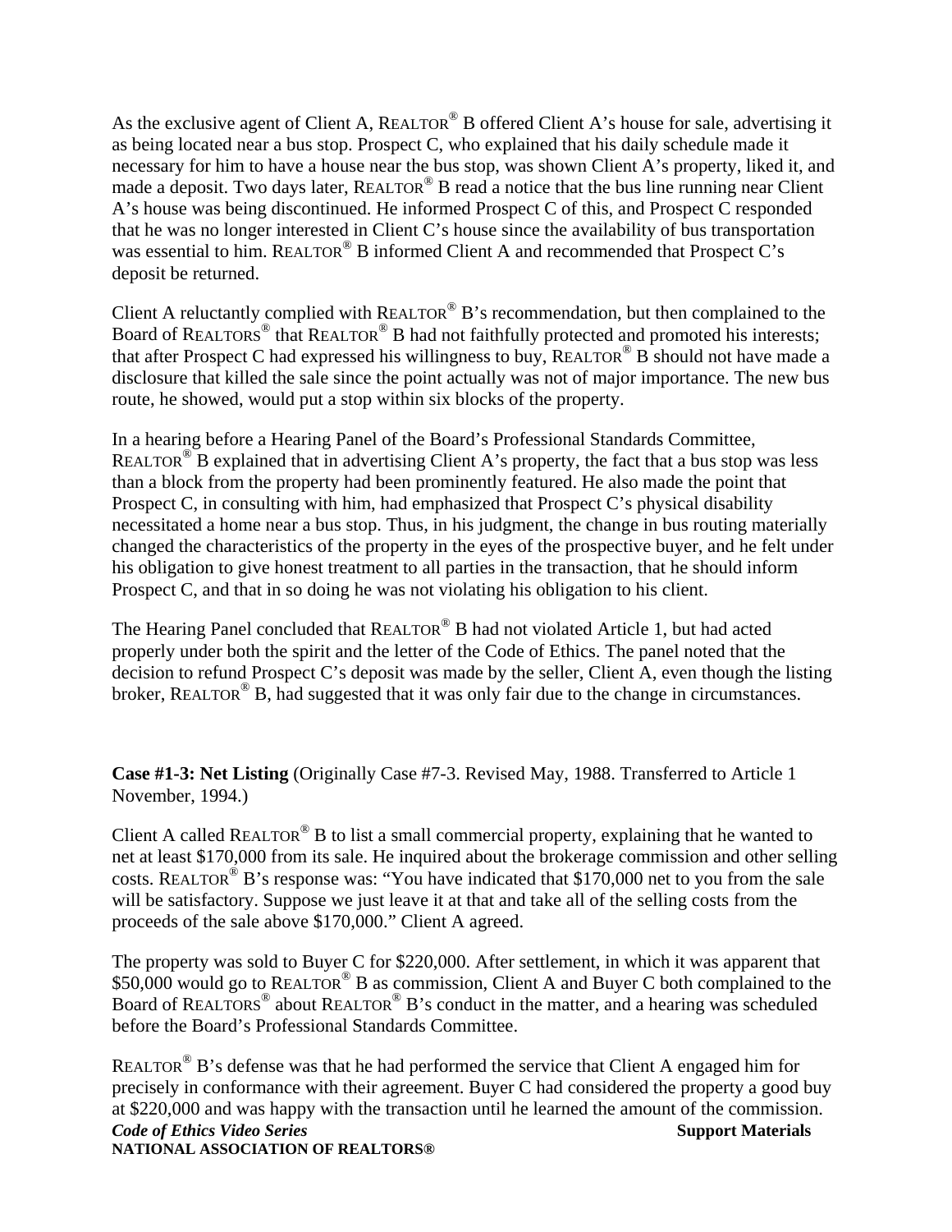As the exclusive agent of Client A, REALTOR® B offered Client A's house for sale, advertising it as being located near a bus stop. Prospect C, who explained that his daily schedule made it necessary for him to have a house near the bus stop, was shown Client A's property, liked it, and made a deposit. Two days later, REALTOR® B read a notice that the bus line running near Client A's house was being discontinued. He informed Prospect C of this, and Prospect C responded that he was no longer interested in Client C's house since the availability of bus transportation was essential to him. REALTOR® B informed Client A and recommended that Prospect C's deposit be returned.

Client A reluctantly complied with REALTOR® B's recommendation, but then complained to the Board of REALTORS® that REALTOR® B had not faithfully protected and promoted his interests; that after Prospect C had expressed his willingness to buy, REALTOR® B should not have made a disclosure that killed the sale since the point actually was not of major importance. The new bus route, he showed, would put a stop within six blocks of the property.

In a hearing before a Hearing Panel of the Board's Professional Standards Committee, REALTOR® B explained that in advertising Client A's property, the fact that a bus stop was less than a block from the property had been prominently featured. He also made the point that Prospect C, in consulting with him, had emphasized that Prospect C's physical disability necessitated a home near a bus stop. Thus, in his judgment, the change in bus routing materially changed the characteristics of the property in the eyes of the prospective buyer, and he felt under his obligation to give honest treatment to all parties in the transaction, that he should inform Prospect C, and that in so doing he was not violating his obligation to his client.

The Hearing Panel concluded that REALTOR® B had not violated Article 1, but had acted properly under both the spirit and the letter of the Code of Ethics. The panel noted that the decision to refund Prospect C's deposit was made by the seller, Client A, even though the listing broker, REALTOR® B, had suggested that it was only fair due to the change in circumstances.

**Case #1-3: Net Listing** (Originally Case #7-3. Revised May, 1988. Transferred to Article 1 November, 1994.)

Client A called REALTOR® B to list a small commercial property, explaining that he wanted to net at least $170,000 from its sale. He inquired about the brokerage commission and other selling costs. REALTOR® B's response was: "You have indicated that $170,000 net to you from the sale will be satisfactory. Suppose we just leave it at that and take all of the selling costs from the proceeds of the sale above $170,000." Client A agreed.

The property was sold to Buyer C for $220,000. After settlement, in which it was apparent that $50,000 would go to REALTOR® B as commission, Client A and Buyer C both complained to the Board of REALTORS® about REALTOR® B's conduct in the matter, and a hearing was scheduled before the Board's Professional Standards Committee.

REALTOR® B's defense was that he had performed the service that Client A engaged him for precisely in conformance with their agreement. Buyer C had considered the property a good buy at $220,000 and was happy with the transaction until he learned the amount of the commission.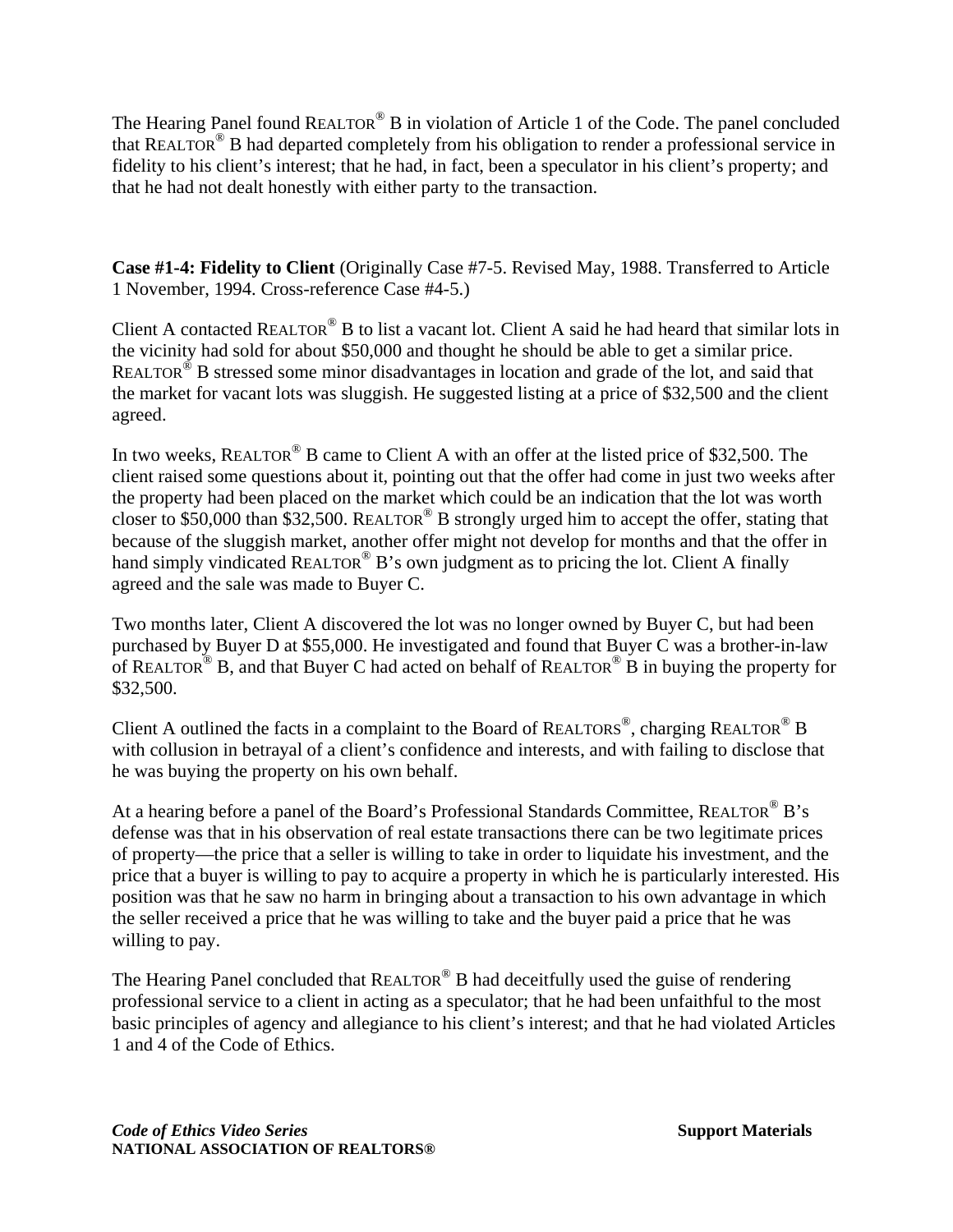The Hearing Panel found REALTOR® B in violation of Article 1 of the Code. The panel concluded that REALTOR® B had departed completely from his obligation to render a professional service in fidelity to his client's interest; that he had, in fact, been a speculator in his client's property; and that he had not dealt honestly with either party to the transaction.

**Case #1-4: Fidelity to Client** (Originally Case #7-5. Revised May, 1988. Transferred to Article 1 November, 1994. Cross-reference Case #4-5.)

Client A contacted REALTOR® B to list a vacant lot. Client A said he had heard that similar lots in the vicinity had sold for about $50,000 and thought he should be able to get a similar price. REALTOR® B stressed some minor disadvantages in location and grade of the lot, and said that the market for vacant lots was sluggish. He suggested listing at a price of $32,500 and the client agreed.

In two weeks, REALTOR® B came to Client A with an offer at the listed price of $32,500. The client raised some questions about it, pointing out that the offer had come in just two weeks after the property had been placed on the market which could be an indication that the lot was worth closer to $50,000 than $32,500. REALTOR® B strongly urged him to accept the offer, stating that because of the sluggish market, another offer might not develop for months and that the offer in hand simply vindicated REALTOR® B's own judgment as to pricing the lot. Client A finally agreed and the sale was made to Buyer C.

Two months later, Client A discovered the lot was no longer owned by Buyer C, but had been purchased by Buyer D at $55,000. He investigated and found that Buyer C was a brother-in-law of REALTOR® B, and that Buyer C had acted on behalf of REALTOR® B in buying the property for $32,500.

Client A outlined the facts in a complaint to the Board of REALTORS®, charging REALTOR® B with collusion in betrayal of a client's confidence and interests, and with failing to disclose that he was buying the property on his own behalf.

At a hearing before a panel of the Board's Professional Standards Committee, REALTOR® B's defense was that in his observation of real estate transactions there can be two legitimate prices of property—the price that a seller is willing to take in order to liquidate his investment, and the price that a buyer is willing to pay to acquire a property in which he is particularly interested. His position was that he saw no harm in bringing about a transaction to his own advantage in which the seller received a price that he was willing to take and the buyer paid a price that he was willing to pay.

The Hearing Panel concluded that REALTOR® B had deceitfully used the guise of rendering professional service to a client in acting as a speculator; that he had been unfaithful to the most basic principles of agency and allegiance to his client's interest; and that he had violated Articles 1 and 4 of the Code of Ethics.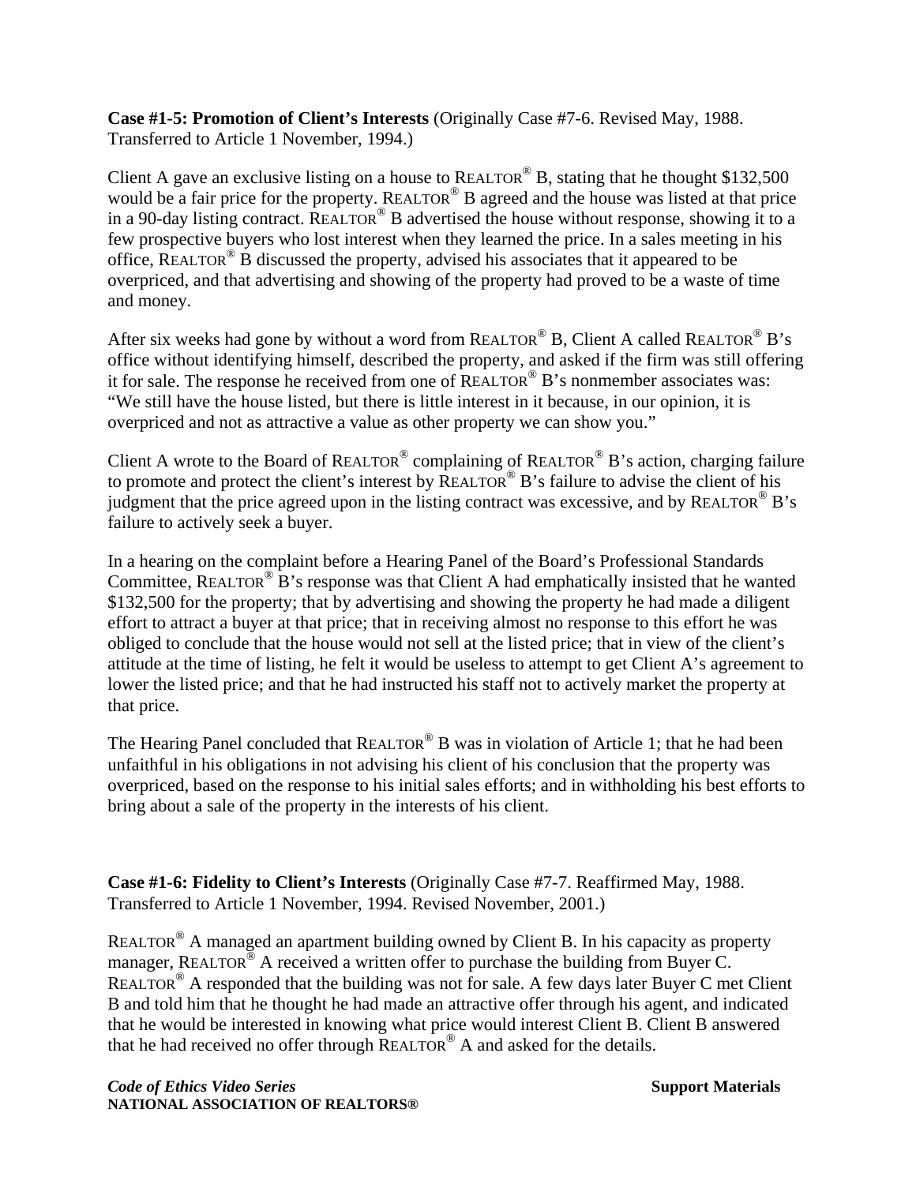**Case #1-5: Promotion of Client's Interests** (Originally Case #7-6. Revised May, 1988. Transferred to Article 1 November, 1994.)

Client A gave an exclusive listing on a house to REALTOR® B, stating that he thought $132,500 would be a fair price for the property. REALTOR® B agreed and the house was listed at that price in a 90-day listing contract. REALTOR® B advertised the house without response, showing it to a few prospective buyers who lost interest when they learned the price. In a sales meeting in his office, REALTOR® B discussed the property, advised his associates that it appeared to be overpriced, and that advertising and showing of the property had proved to be a waste of time and money.

After six weeks had gone by without a word from REALTOR® B, Client A called REALTOR® B's office without identifying himself, described the property, and asked if the firm was still offering it for sale. The response he received from one of REALTOR® B's nonmember associates was: "We still have the house listed, but there is little interest in it because, in our opinion, it is overpriced and not as attractive a value as other property we can show you."

Client A wrote to the Board of REALTOR® complaining of REALTOR® B's action, charging failure to promote and protect the client's interest by REALTOR® B's failure to advise the client of his judgment that the price agreed upon in the listing contract was excessive, and by REALTOR® B's failure to actively seek a buyer.

In a hearing on the complaint before a Hearing Panel of the Board's Professional Standards Committee, REALTOR® B's response was that Client A had emphatically insisted that he wanted $132,500 for the property; that by advertising and showing the property he had made a diligent effort to attract a buyer at that price; that in receiving almost no response to this effort he was obliged to conclude that the house would not sell at the listed price; that in view of the client's attitude at the time of listing, he felt it would be useless to attempt to get Client A's agreement to lower the listed price; and that he had instructed his staff not to actively market the property at that price.

The Hearing Panel concluded that REALTOR® B was in violation of Article 1; that he had been unfaithful in his obligations in not advising his client of his conclusion that the property was overpriced, based on the response to his initial sales efforts; and in withholding his best efforts to bring about a sale of the property in the interests of his client.

**Case #1-6: Fidelity to Client's Interests** (Originally Case #7-7. Reaffirmed May, 1988. Transferred to Article 1 November, 1994. Revised November, 2001.)

REALTOR® A managed an apartment building owned by Client B. In his capacity as property manager, REALTOR® A received a written offer to purchase the building from Buyer C. REALTOR® A responded that the building was not for sale. A few days later Buyer C met Client B and told him that he thought he had made an attractive offer through his agent, and indicated that he would be interested in knowing what price would interest Client B. Client B answered that he had received no offer through REALTOR® A and asked for the details.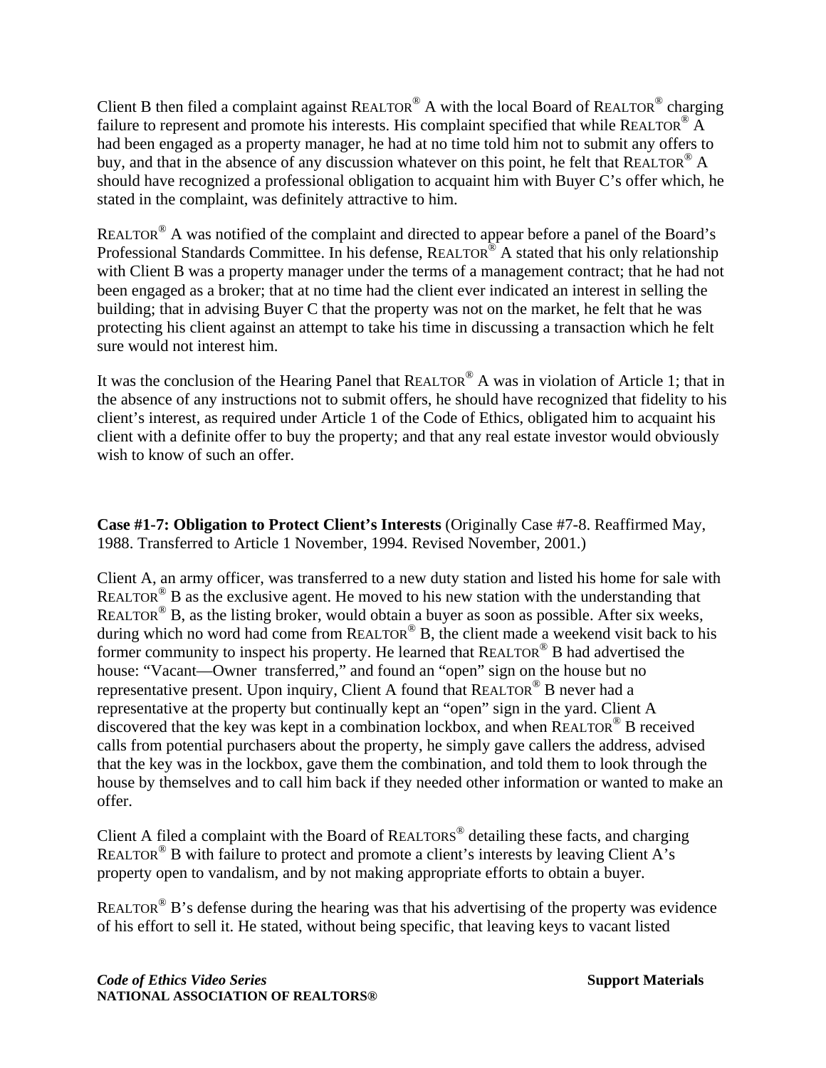Client B then filed a complaint against REALTOR® A with the local Board of REALTOR® charging failure to represent and promote his interests. His complaint specified that while REALTOR® A had been engaged as a property manager, he had at no time told him not to submit any offers to buy, and that in the absence of any discussion whatever on this point, he felt that REALTOR® A should have recognized a professional obligation to acquaint him with Buyer C's offer which, he stated in the complaint, was definitely attractive to him.

REALTOR® A was notified of the complaint and directed to appear before a panel of the Board's Professional Standards Committee. In his defense, REALTOR® A stated that his only relationship with Client B was a property manager under the terms of a management contract; that he had not been engaged as a broker; that at no time had the client ever indicated an interest in selling the building; that in advising Buyer C that the property was not on the market, he felt that he was protecting his client against an attempt to take his time in discussing a transaction which he felt sure would not interest him.

It was the conclusion of the Hearing Panel that REALTOR® A was in violation of Article 1; that in the absence of any instructions not to submit offers, he should have recognized that fidelity to his client's interest, as required under Article 1 of the Code of Ethics, obligated him to acquaint his client with a definite offer to buy the property; and that any real estate investor would obviously wish to know of such an offer.

**Case #1-7: Obligation to Protect Client's Interests** (Originally Case #7-8. Reaffirmed May, 1988. Transferred to Article 1 November, 1994. Revised November, 2001.)

Client A, an army officer, was transferred to a new duty station and listed his home for sale with REALTOR® B as the exclusive agent. He moved to his new station with the understanding that REALTOR® B, as the listing broker, would obtain a buyer as soon as possible. After six weeks, during which no word had come from REALTOR® B, the client made a weekend visit back to his former community to inspect his property. He learned that REALTOR® B had advertised the house: "Vacant—Owner transferred," and found an "open" sign on the house but no representative present. Upon inquiry, Client A found that REALTOR® B never had a representative at the property but continually kept an "open" sign in the yard. Client A discovered that the key was kept in a combination lockbox, and when REALTOR® B received calls from potential purchasers about the property, he simply gave callers the address, advised that the key was in the lockbox, gave them the combination, and told them to look through the house by themselves and to call him back if they needed other information or wanted to make an offer.

Client A filed a complaint with the Board of REALTORS® detailing these facts, and charging REALTOR® B with failure to protect and promote a client's interests by leaving Client A's property open to vandalism, and by not making appropriate efforts to obtain a buyer.

REALTOR® B's defense during the hearing was that his advertising of the property was evidence of his effort to sell it. He stated, without being specific, that leaving keys to vacant listed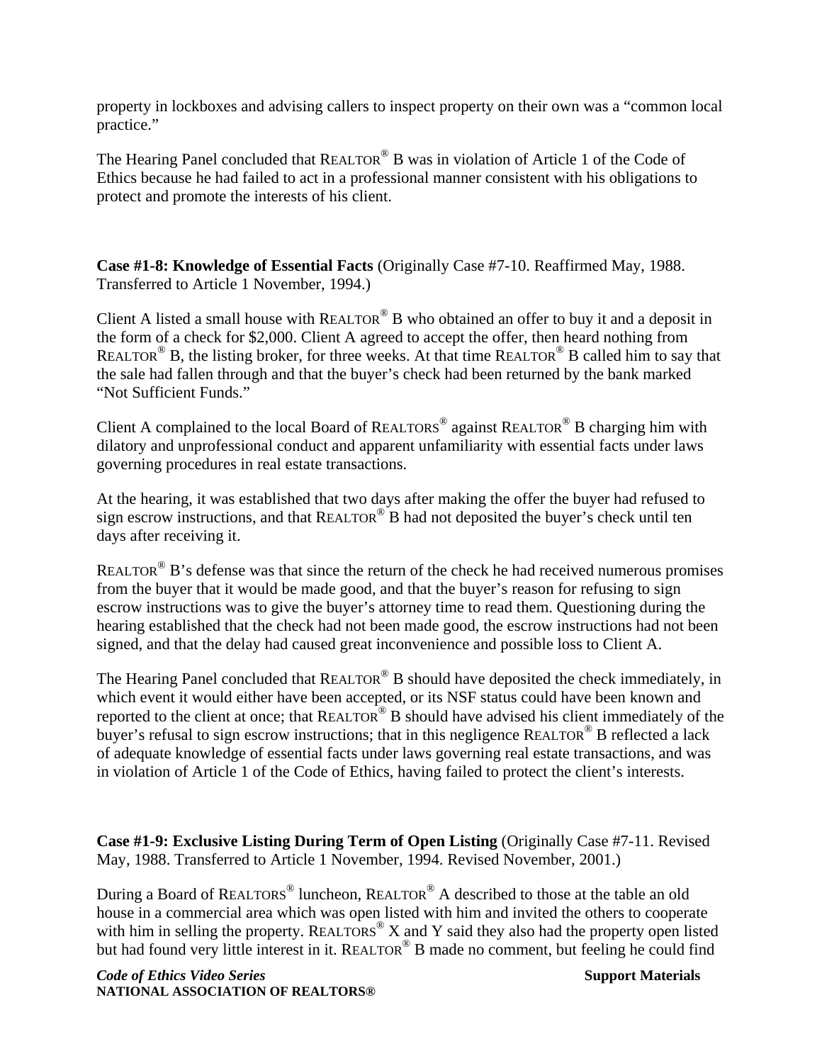property in lockboxes and advising callers to inspect property on their own was a "common local practice."

The Hearing Panel concluded that REALTOR® B was in violation of Article 1 of the Code of Ethics because he had failed to act in a professional manner consistent with his obligations to protect and promote the interests of his client.

**Case #1-8: Knowledge of Essential Facts** (Originally Case #7-10. Reaffirmed May, 1988. Transferred to Article 1 November, 1994.)

Client A listed a small house with REALTOR® B who obtained an offer to buy it and a deposit in the form of a check for $2,000. Client A agreed to accept the offer, then heard nothing from REALTOR® B, the listing broker, for three weeks. At that time REALTOR® B called him to say that the sale had fallen through and that the buyer's check had been returned by the bank marked "Not Sufficient Funds."

Client A complained to the local Board of REALTORS® against REALTOR® B charging him with dilatory and unprofessional conduct and apparent unfamiliarity with essential facts under laws governing procedures in real estate transactions.

At the hearing, it was established that two days after making the offer the buyer had refused to sign escrow instructions, and that REALTOR® B had not deposited the buyer's check until ten days after receiving it.

REALTOR® B's defense was that since the return of the check he had received numerous promises from the buyer that it would be made good, and that the buyer's reason for refusing to sign escrow instructions was to give the buyer's attorney time to read them. Questioning during the hearing established that the check had not been made good, the escrow instructions had not been signed, and that the delay had caused great inconvenience and possible loss to Client A.

The Hearing Panel concluded that REALTOR® B should have deposited the check immediately, in which event it would either have been accepted, or its NSF status could have been known and reported to the client at once; that REALTOR® B should have advised his client immediately of the buyer's refusal to sign escrow instructions; that in this negligence REALTOR® B reflected a lack of adequate knowledge of essential facts under laws governing real estate transactions, and was in violation of Article 1 of the Code of Ethics, having failed to protect the client's interests.

**Case #1-9: Exclusive Listing During Term of Open Listing** (Originally Case #7-11. Revised May, 1988. Transferred to Article 1 November, 1994. Revised November, 2001.)

During a Board of REALTORS® luncheon, REALTOR® A described to those at the table an old house in a commercial area which was open listed with him and invited the others to cooperate with him in selling the property. REALTORS® X and Y said they also had the property open listed but had found very little interest in it. REALTOR® B made no comment, but feeling he could find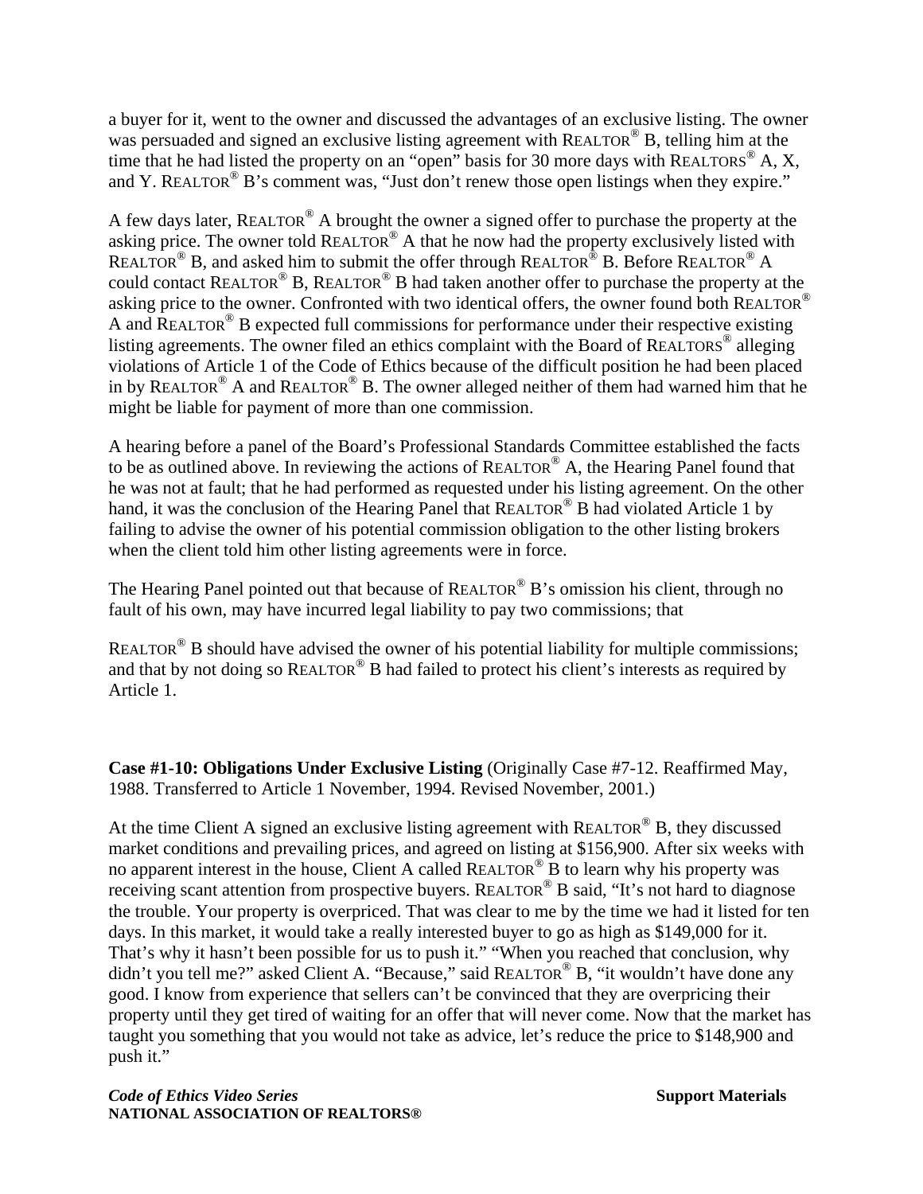a buyer for it, went to the owner and discussed the advantages of an exclusive listing. The owner was persuaded and signed an exclusive listing agreement with REALTOR® B, telling him at the time that he had listed the property on an "open" basis for 30 more days with REALTORS® A, X, and Y. REALTOR® B's comment was, "Just don't renew those open listings when they expire."

A few days later, REALTOR® A brought the owner a signed offer to purchase the property at the asking price. The owner told REALTOR® A that he now had the property exclusively listed with REALTOR® B, and asked him to submit the offer through REALTOR® B. Before REALTOR® A could contact REALTOR® B, REALTOR® B had taken another offer to purchase the property at the asking price to the owner. Confronted with two identical offers, the owner found both REALTOR® A and REALTOR® B expected full commissions for performance under their respective existing listing agreements. The owner filed an ethics complaint with the Board of REALTORS® alleging violations of Article 1 of the Code of Ethics because of the difficult position he had been placed in by REALTOR® A and REALTOR® B. The owner alleged neither of them had warned him that he might be liable for payment of more than one commission.

A hearing before a panel of the Board's Professional Standards Committee established the facts to be as outlined above. In reviewing the actions of REALTOR® A, the Hearing Panel found that he was not at fault; that he had performed as requested under his listing agreement. On the other hand, it was the conclusion of the Hearing Panel that REALTOR® B had violated Article 1 by failing to advise the owner of his potential commission obligation to the other listing brokers when the client told him other listing agreements were in force.

The Hearing Panel pointed out that because of REALTOR® B's omission his client, through no fault of his own, may have incurred legal liability to pay two commissions; that

REALTOR® B should have advised the owner of his potential liability for multiple commissions; and that by not doing so REALTOR® B had failed to protect his client's interests as required by Article 1.

**Case #1-10: Obligations Under Exclusive Listing** (Originally Case #7-12. Reaffirmed May, 1988. Transferred to Article 1 November, 1994. Revised November, 2001.)

At the time Client A signed an exclusive listing agreement with REALTOR® B, they discussed market conditions and prevailing prices, and agreed on listing at $156,900. After six weeks with no apparent interest in the house, Client A called REALTOR® B to learn why his property was receiving scant attention from prospective buyers. REALTOR® B said, "It's not hard to diagnose the trouble. Your property is overpriced. That was clear to me by the time we had it listed for ten days. In this market, it would take a really interested buyer to go as high as $149,000 for it. That's why it hasn't been possible for us to push it." "When you reached that conclusion, why didn't you tell me?" asked Client A. "Because," said REALTOR® B, "it wouldn't have done any good. I know from experience that sellers can't be convinced that they are overpricing their property until they get tired of waiting for an offer that will never come. Now that the market has taught you something that you would not take as advice, let's reduce the price to $148,900 and push it."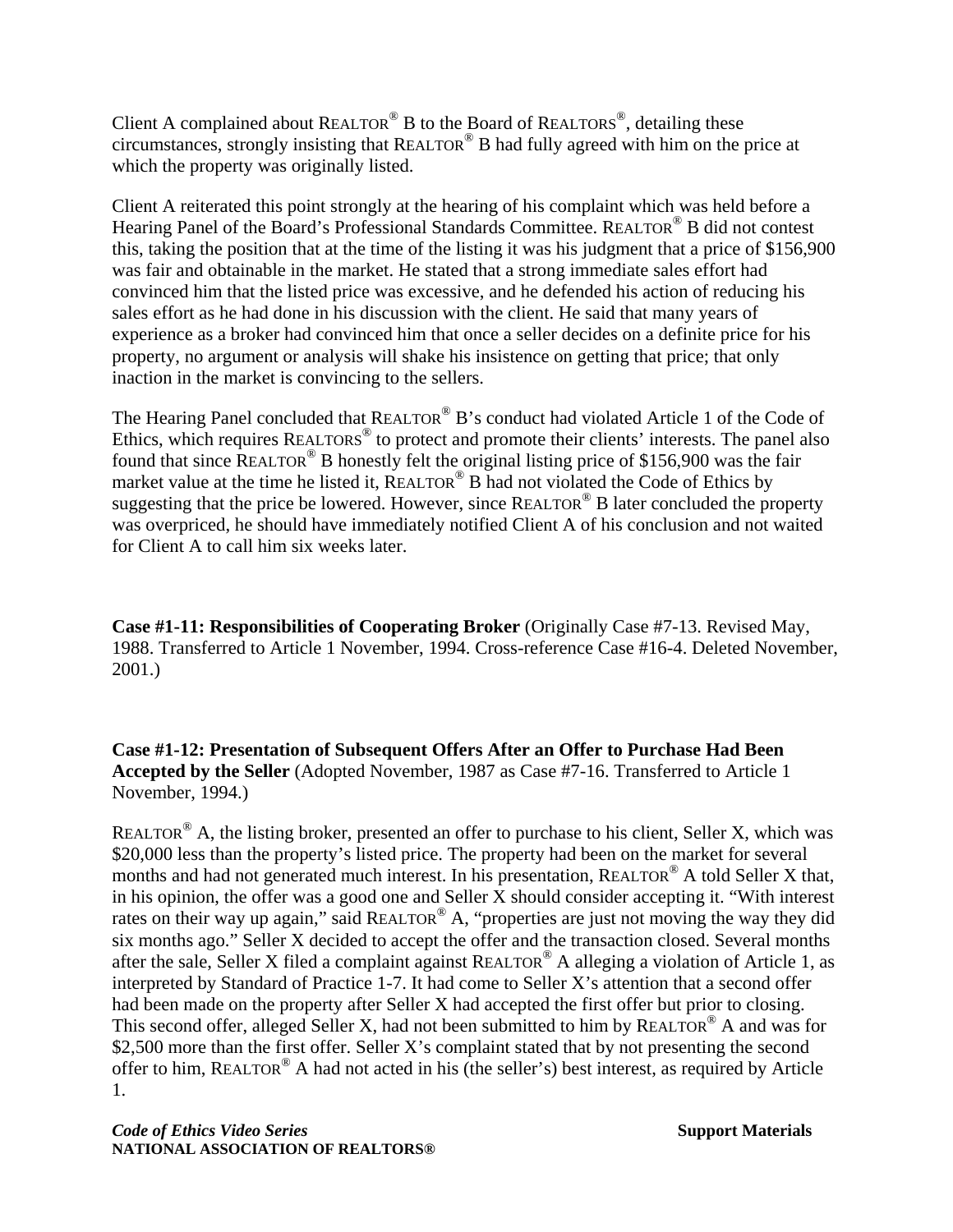Client A complained about REALTOR® B to the Board of REALTORS®, detailing these circumstances, strongly insisting that REALTOR® B had fully agreed with him on the price at which the property was originally listed.

Client A reiterated this point strongly at the hearing of his complaint which was held before a Hearing Panel of the Board's Professional Standards Committee. REALTOR® B did not contest this, taking the position that at the time of the listing it was his judgment that a price of $156,900 was fair and obtainable in the market. He stated that a strong immediate sales effort had convinced him that the listed price was excessive, and he defended his action of reducing his sales effort as he had done in his discussion with the client. He said that many years of experience as a broker had convinced him that once a seller decides on a definite price for his property, no argument or analysis will shake his insistence on getting that price; that only inaction in the market is convincing to the sellers.

The Hearing Panel concluded that REALTOR® B's conduct had violated Article 1 of the Code of Ethics, which requires REALTORS® to protect and promote their clients' interests. The panel also found that since REALTOR® B honestly felt the original listing price of $156,900 was the fair market value at the time he listed it, REALTOR® B had not violated the Code of Ethics by suggesting that the price be lowered. However, since REALTOR® B later concluded the property was overpriced, he should have immediately notified Client A of his conclusion and not waited for Client A to call him six weeks later.

**Case #1-11: Responsibilities of Cooperating Broker** (Originally Case #7-13. Revised May, 1988. Transferred to Article 1 November, 1994. Cross-reference Case #16-4. Deleted November, 2001.)

**Case #1-12: Presentation of Subsequent Offers After an Offer to Purchase Had Been Accepted by the Seller** (Adopted November, 1987 as Case #7-16. Transferred to Article 1 November, 1994.)

REALTOR® A, the listing broker, presented an offer to purchase to his client, Seller X, which was $20,000 less than the property's listed price. The property had been on the market for several months and had not generated much interest. In his presentation, REALTOR® A told Seller X that, in his opinion, the offer was a good one and Seller X should consider accepting it. "With interest rates on their way up again," said REALTOR® A, "properties are just not moving the way they did six months ago." Seller X decided to accept the offer and the transaction closed. Several months after the sale, Seller X filed a complaint against REALTOR® A alleging a violation of Article 1, as interpreted by Standard of Practice 1-7. It had come to Seller X's attention that a second offer had been made on the property after Seller X had accepted the first offer but prior to closing. This second offer, alleged Seller X, had not been submitted to him by REALTOR® A and was for $2,500 more than the first offer. Seller X's complaint stated that by not presenting the second offer to him, REALTOR® A had not acted in his (the seller's) best interest, as required by Article 1.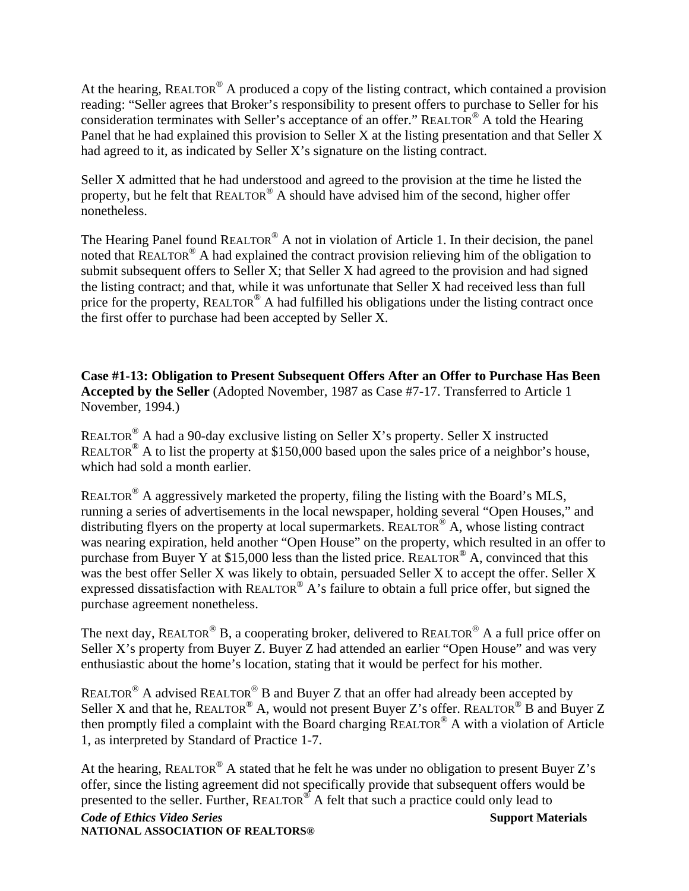At the hearing, REALTOR® A produced a copy of the listing contract, which contained a provision reading: "Seller agrees that Broker's responsibility to present offers to purchase to Seller for his consideration terminates with Seller's acceptance of an offer." REALTOR® A told the Hearing Panel that he had explained this provision to Seller X at the listing presentation and that Seller X had agreed to it, as indicated by Seller X's signature on the listing contract.

Seller X admitted that he had understood and agreed to the provision at the time he listed the property, but he felt that REALTOR® A should have advised him of the second, higher offer nonetheless.

The Hearing Panel found REALTOR® A not in violation of Article 1. In their decision, the panel noted that REALTOR® A had explained the contract provision relieving him of the obligation to submit subsequent offers to Seller X; that Seller X had agreed to the provision and had signed the listing contract; and that, while it was unfortunate that Seller X had received less than full price for the property, REALTOR® A had fulfilled his obligations under the listing contract once the first offer to purchase had been accepted by Seller X.

**Case #1-13: Obligation to Present Subsequent Offers After an Offer to Purchase Has Been Accepted by the Seller** (Adopted November, 1987 as Case #7-17. Transferred to Article 1 November, 1994.)

REALTOR® A had a 90-day exclusive listing on Seller X's property. Seller X instructed REALTOR® A to list the property at $150,000 based upon the sales price of a neighbor's house, which had sold a month earlier.

REALTOR® A aggressively marketed the property, filing the listing with the Board's MLS, running a series of advertisements in the local newspaper, holding several "Open Houses," and distributing flyers on the property at local supermarkets. REALTOR® A, whose listing contract was nearing expiration, held another "Open House" on the property, which resulted in an offer to purchase from Buyer Y at $15,000 less than the listed price. REALTOR® A, convinced that this was the best offer Seller X was likely to obtain, persuaded Seller X to accept the offer. Seller X expressed dissatisfaction with REALTOR® A's failure to obtain a full price offer, but signed the purchase agreement nonetheless.

The next day, REALTOR® B, a cooperating broker, delivered to REALTOR® A a full price offer on Seller X's property from Buyer Z. Buyer Z had attended an earlier "Open House" and was very enthusiastic about the home's location, stating that it would be perfect for his mother.

REALTOR® A advised REALTOR® B and Buyer Z that an offer had already been accepted by Seller X and that he, REALTOR® A, would not present Buyer Z's offer. REALTOR® B and Buyer Z then promptly filed a complaint with the Board charging REALTOR® A with a violation of Article 1, as interpreted by Standard of Practice 1-7.

At the hearing, REALTOR® A stated that he felt he was under no obligation to present Buyer Z's offer, since the listing agreement did not specifically provide that subsequent offers would be presented to the seller. Further, REALTOR® A felt that such a practice could only lead to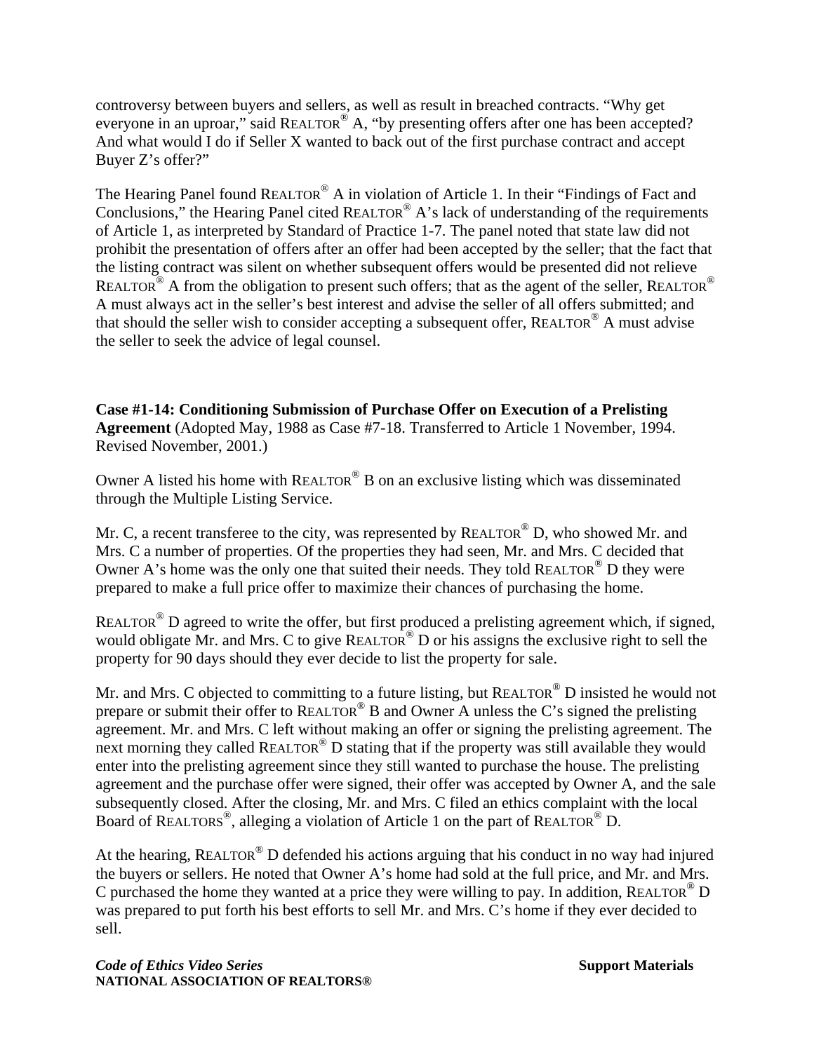controversy between buyers and sellers, as well as result in breached contracts. "Why get everyone in an uproar," said REALTOR® A, "by presenting offers after one has been accepted? And what would I do if Seller X wanted to back out of the first purchase contract and accept Buyer Z's offer?"

The Hearing Panel found REALTOR® A in violation of Article 1. In their "Findings of Fact and Conclusions," the Hearing Panel cited REALTOR® A's lack of understanding of the requirements of Article 1, as interpreted by Standard of Practice 1-7. The panel noted that state law did not prohibit the presentation of offers after an offer had been accepted by the seller; that the fact that the listing contract was silent on whether subsequent offers would be presented did not relieve REALTOR® A from the obligation to present such offers; that as the agent of the seller, REALTOR® A must always act in the seller's best interest and advise the seller of all offers submitted; and that should the seller wish to consider accepting a subsequent offer, REALTOR® A must advise the seller to seek the advice of legal counsel.

**Case #1-14: Conditioning Submission of Purchase Offer on Execution of a Prelisting Agreement** (Adopted May, 1988 as Case #7-18. Transferred to Article 1 November, 1994. Revised November, 2001.)

Owner A listed his home with REALTOR® B on an exclusive listing which was disseminated through the Multiple Listing Service.

Mr. C, a recent transferee to the city, was represented by REALTOR® D, who showed Mr. and Mrs. C a number of properties. Of the properties they had seen, Mr. and Mrs. C decided that Owner A's home was the only one that suited their needs. They told REALTOR® D they were prepared to make a full price offer to maximize their chances of purchasing the home.

REALTOR® D agreed to write the offer, but first produced a prelisting agreement which, if signed, would obligate Mr. and Mrs. C to give REALTOR® D or his assigns the exclusive right to sell the property for 90 days should they ever decide to list the property for sale.

Mr. and Mrs. C objected to committing to a future listing, but REALTOR® D insisted he would not prepare or submit their offer to REALTOR® B and Owner A unless the C's signed the prelisting agreement. Mr. and Mrs. C left without making an offer or signing the prelisting agreement. The next morning they called REALTOR® D stating that if the property was still available they would enter into the prelisting agreement since they still wanted to purchase the house. The prelisting agreement and the purchase offer were signed, their offer was accepted by Owner A, and the sale subsequently closed. After the closing, Mr. and Mrs. C filed an ethics complaint with the local Board of REALTORS®, alleging a violation of Article 1 on the part of REALTOR® D.

At the hearing, REALTOR® D defended his actions arguing that his conduct in no way had injured the buyers or sellers. He noted that Owner A's home had sold at the full price, and Mr. and Mrs. C purchased the home they wanted at a price they were willing to pay. In addition, REALTOR® D was prepared to put forth his best efforts to sell Mr. and Mrs. C's home if they ever decided to sell.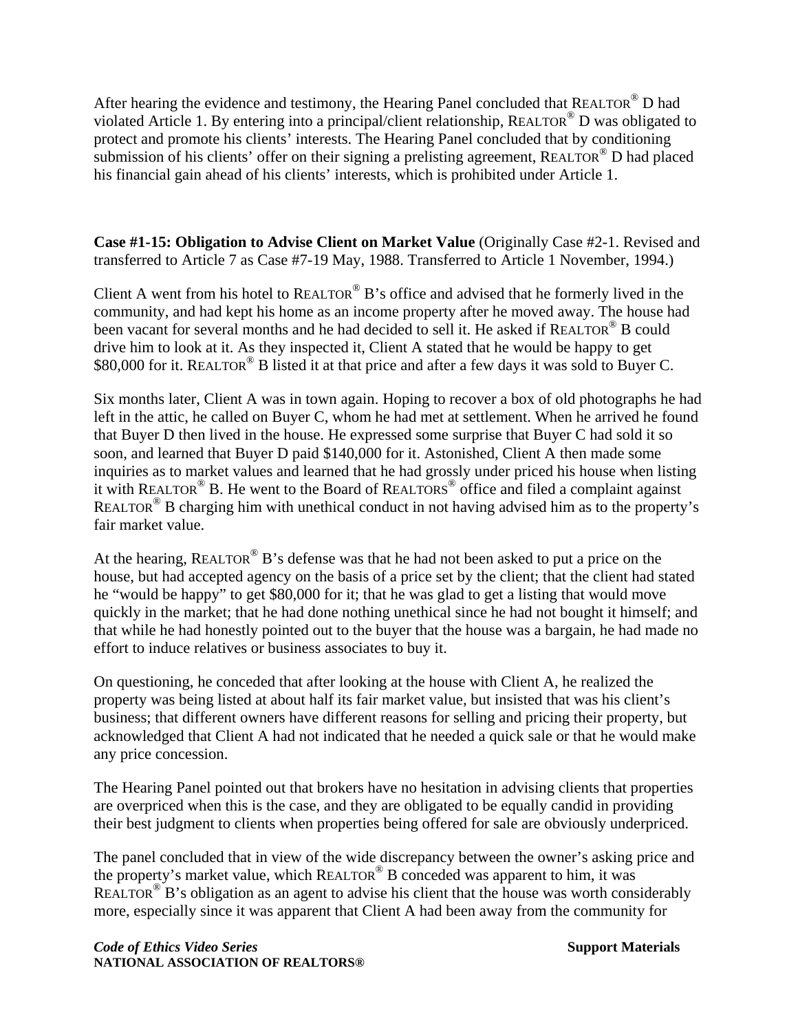After hearing the evidence and testimony, the Hearing Panel concluded that REALTOR® D had violated Article 1. By entering into a principal/client relationship, REALTOR® D was obligated to protect and promote his clients' interests. The Hearing Panel concluded that by conditioning submission of his clients' offer on their signing a prelisting agreement, REALTOR® D had placed his financial gain ahead of his clients' interests, which is prohibited under Article 1.

**Case #1-15: Obligation to Advise Client on Market Value** (Originally Case #2-1. Revised and transferred to Article 7 as Case #7-19 May, 1988. Transferred to Article 1 November, 1994.)

Client A went from his hotel to REALTOR® B's office and advised that he formerly lived in the community, and had kept his home as an income property after he moved away. The house had been vacant for several months and he had decided to sell it. He asked if REALTOR® B could drive him to look at it. As they inspected it, Client A stated that he would be happy to get $80,000 for it. REALTOR® B listed it at that price and after a few days it was sold to Buyer C.

Six months later, Client A was in town again. Hoping to recover a box of old photographs he had left in the attic, he called on Buyer C, whom he had met at settlement. When he arrived he found that Buyer D then lived in the house. He expressed some surprise that Buyer C had sold it so soon, and learned that Buyer D paid $140,000 for it. Astonished, Client A then made some inquiries as to market values and learned that he had grossly under priced his house when listing it with REALTOR® B. He went to the Board of REALTORS® office and filed a complaint against REALTOR® B charging him with unethical conduct in not having advised him as to the property's fair market value.

At the hearing, REALTOR® B's defense was that he had not been asked to put a price on the house, but had accepted agency on the basis of a price set by the client; that the client had stated he "would be happy" to get $80,000 for it; that he was glad to get a listing that would move quickly in the market; that he had done nothing unethical since he had not bought it himself; and that while he had honestly pointed out to the buyer that the house was a bargain, he had made no effort to induce relatives or business associates to buy it.

On questioning, he conceded that after looking at the house with Client A, he realized the property was being listed at about half its fair market value, but insisted that was his client's business; that different owners have different reasons for selling and pricing their property, but acknowledged that Client A had not indicated that he needed a quick sale or that he would make any price concession.

The Hearing Panel pointed out that brokers have no hesitation in advising clients that properties are overpriced when this is the case, and they are obligated to be equally candid in providing their best judgment to clients when properties being offered for sale are obviously underpriced.

The panel concluded that in view of the wide discrepancy between the owner's asking price and the property's market value, which REALTOR® B conceded was apparent to him, it was REALTOR® B's obligation as an agent to advise his client that the house was worth considerably more, especially since it was apparent that Client A had been away from the community for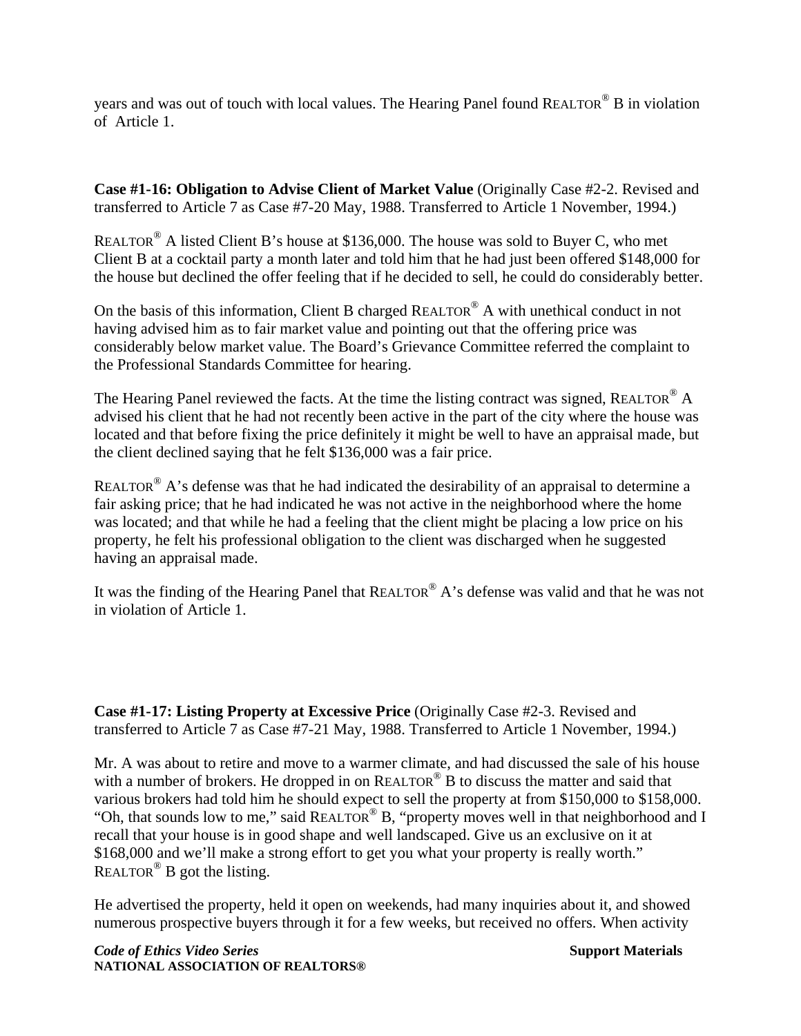years and was out of touch with local values. The Hearing Panel found REALTOR® B in violation of Article 1.

**Case #1-16: Obligation to Advise Client of Market Value** (Originally Case #2-2. Revised and transferred to Article 7 as Case #7-20 May, 1988. Transferred to Article 1 November, 1994.)

REALTOR® A listed Client B's house at $136,000. The house was sold to Buyer C, who met Client B at a cocktail party a month later and told him that he had just been offered $148,000 for the house but declined the offer feeling that if he decided to sell, he could do considerably better.

On the basis of this information, Client B charged REALTOR® A with unethical conduct in not having advised him as to fair market value and pointing out that the offering price was considerably below market value. The Board's Grievance Committee referred the complaint to the Professional Standards Committee for hearing.

The Hearing Panel reviewed the facts. At the time the listing contract was signed, REALTOR® A advised his client that he had not recently been active in the part of the city where the house was located and that before fixing the price definitely it might be well to have an appraisal made, but the client declined saying that he felt $136,000 was a fair price.

REALTOR® A's defense was that he had indicated the desirability of an appraisal to determine a fair asking price; that he had indicated he was not active in the neighborhood where the home was located; and that while he had a feeling that the client might be placing a low price on his property, he felt his professional obligation to the client was discharged when he suggested having an appraisal made.

It was the finding of the Hearing Panel that REALTOR® A's defense was valid and that he was not in violation of Article 1.

**Case #1-17: Listing Property at Excessive Price** (Originally Case #2-3. Revised and transferred to Article 7 as Case #7-21 May, 1988. Transferred to Article 1 November, 1994.)

Mr. A was about to retire and move to a warmer climate, and had discussed the sale of his house with a number of brokers. He dropped in on REALTOR® B to discuss the matter and said that various brokers had told him he should expect to sell the property at from $150,000 to $158,000. "Oh, that sounds low to me," said REALTOR® B, "property moves well in that neighborhood and I recall that your house is in good shape and well landscaped. Give us an exclusive on it at $168,000 and we'll make a strong effort to get you what your property is really worth." REALTOR® B got the listing.

He advertised the property, held it open on weekends, had many inquiries about it, and showed numerous prospective buyers through it for a few weeks, but received no offers. When activity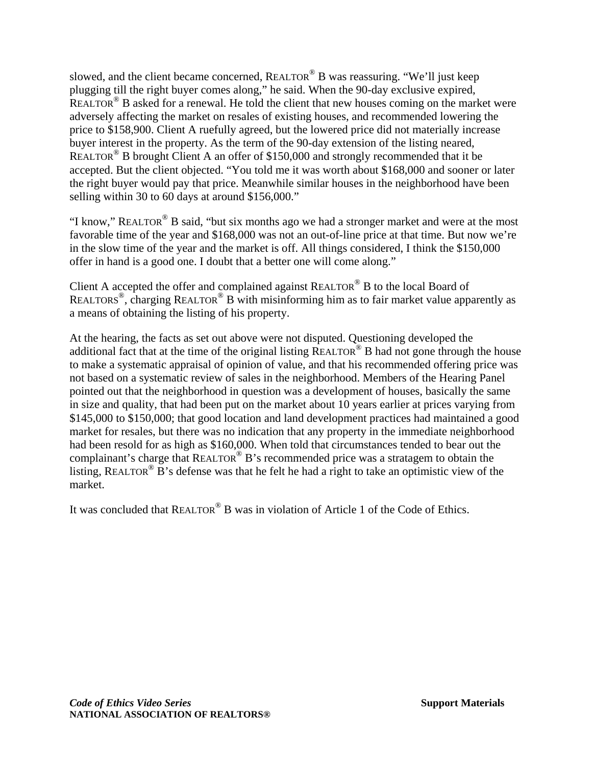slowed, and the client became concerned, REALTOR® B was reassuring. "We'll just keep plugging till the right buyer comes along," he said. When the 90-day exclusive expired, REALTOR® B asked for a renewal. He told the client that new houses coming on the market were adversely affecting the market on resales of existing houses, and recommended lowering the price to $158,900. Client A ruefully agreed, but the lowered price did not materially increase buyer interest in the property. As the term of the 90-day extension of the listing neared, REALTOR® B brought Client A an offer of $150,000 and strongly recommended that it be accepted. But the client objected. "You told me it was worth about $168,000 and sooner or later the right buyer would pay that price. Meanwhile similar houses in the neighborhood have been selling within 30 to 60 days at around $156,000."

"I know," REALTOR® B said, "but six months ago we had a stronger market and were at the most favorable time of the year and $168,000 was not an out-of-line price at that time. But now we're in the slow time of the year and the market is off. All things considered, I think the $150,000 offer in hand is a good one. I doubt that a better one will come along."

Client A accepted the offer and complained against REALTOR® B to the local Board of REALTORS®, charging REALTOR® B with misinforming him as to fair market value apparently as a means of obtaining the listing of his property.

At the hearing, the facts as set out above were not disputed. Questioning developed the additional fact that at the time of the original listing REALTOR® B had not gone through the house to make a systematic appraisal of opinion of value, and that his recommended offering price was not based on a systematic review of sales in the neighborhood. Members of the Hearing Panel pointed out that the neighborhood in question was a development of houses, basically the same in size and quality, that had been put on the market about 10 years earlier at prices varying from $145,000 to $150,000; that good location and land development practices had maintained a good market for resales, but there was no indication that any property in the immediate neighborhood had been resold for as high as $160,000. When told that circumstances tended to bear out the complainant's charge that REALTOR® B's recommended price was a stratagem to obtain the listing, REALTOR® B's defense was that he felt he had a right to take an optimistic view of the market.

It was concluded that REALTOR® B was in violation of Article 1 of the Code of Ethics.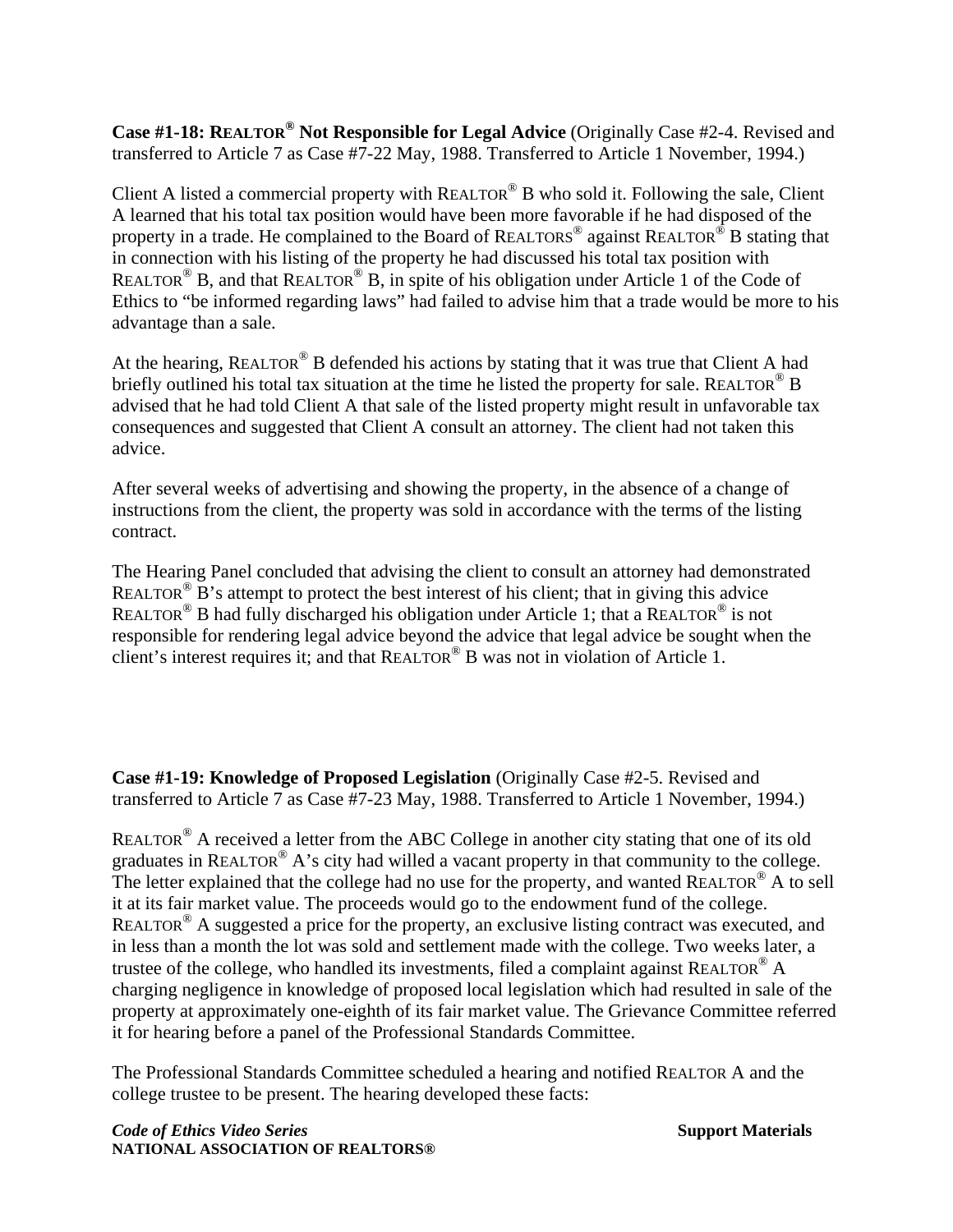**Case #1-18: REALTOR® Not Responsible for Legal Advice** (Originally Case #2-4. Revised and transferred to Article 7 as Case #7-22 May, 1988. Transferred to Article 1 November, 1994.)

Client A listed a commercial property with REALTOR® B who sold it. Following the sale, Client A learned that his total tax position would have been more favorable if he had disposed of the property in a trade. He complained to the Board of REALTORS® against REALTOR® B stating that in connection with his listing of the property he had discussed his total tax position with REALTOR® B, and that REALTOR® B, in spite of his obligation under Article 1 of the Code of Ethics to "be informed regarding laws" had failed to advise him that a trade would be more to his advantage than a sale.

At the hearing, REALTOR® B defended his actions by stating that it was true that Client A had briefly outlined his total tax situation at the time he listed the property for sale. REALTOR® B advised that he had told Client A that sale of the listed property might result in unfavorable tax consequences and suggested that Client A consult an attorney. The client had not taken this advice.

After several weeks of advertising and showing the property, in the absence of a change of instructions from the client, the property was sold in accordance with the terms of the listing contract.

The Hearing Panel concluded that advising the client to consult an attorney had demonstrated REALTOR® B's attempt to protect the best interest of his client; that in giving this advice REALTOR® B had fully discharged his obligation under Article 1; that a REALTOR® is not responsible for rendering legal advice beyond the advice that legal advice be sought when the client's interest requires it; and that REALTOR® B was not in violation of Article 1.

**Case #1-19: Knowledge of Proposed Legislation** (Originally Case #2-5. Revised and transferred to Article 7 as Case #7-23 May, 1988. Transferred to Article 1 November, 1994.)

REALTOR® A received a letter from the ABC College in another city stating that one of its old graduates in REALTOR® A's city had willed a vacant property in that community to the college. The letter explained that the college had no use for the property, and wanted REALTOR® A to sell it at its fair market value. The proceeds would go to the endowment fund of the college. REALTOR® A suggested a price for the property, an exclusive listing contract was executed, and in less than a month the lot was sold and settlement made with the college. Two weeks later, a trustee of the college, who handled its investments, filed a complaint against REALTOR® A charging negligence in knowledge of proposed local legislation which had resulted in sale of the property at approximately one-eighth of its fair market value. The Grievance Committee referred it for hearing before a panel of the Professional Standards Committee.

The Professional Standards Committee scheduled a hearing and notified REALTOR A and the college trustee to be present. The hearing developed these facts: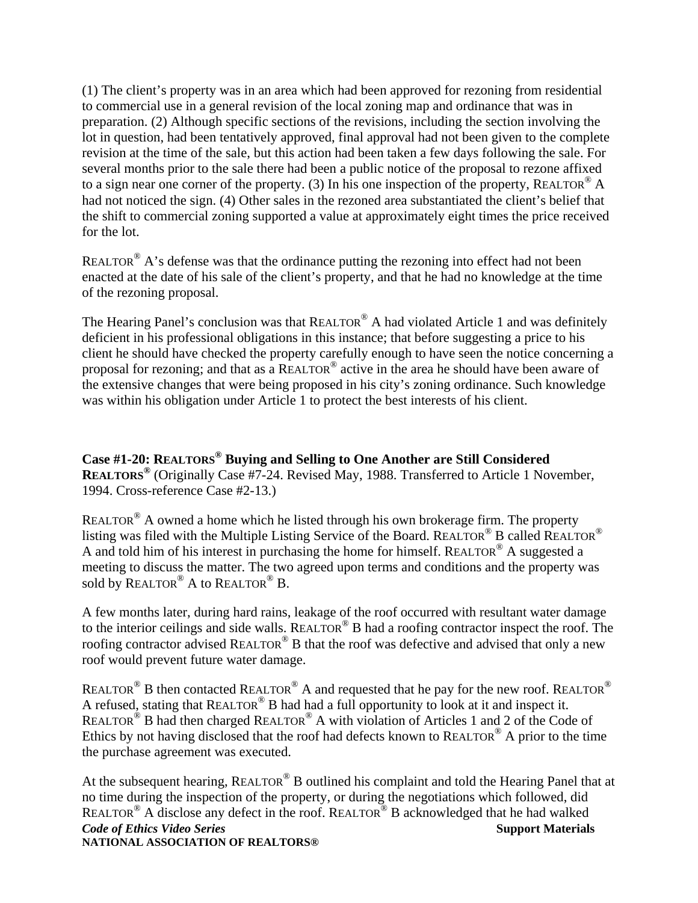(1) The client's property was in an area which had been approved for rezoning from residential to commercial use in a general revision of the local zoning map and ordinance that was in preparation. (2) Although specific sections of the revisions, including the section involving the lot in question, had been tentatively approved, final approval had not been given to the complete revision at the time of the sale, but this action had been taken a few days following the sale. For several months prior to the sale there had been a public notice of the proposal to rezone affixed to a sign near one corner of the property. (3) In his one inspection of the property, REALTOR® A had not noticed the sign. (4) Other sales in the rezoned area substantiated the client's belief that the shift to commercial zoning supported a value at approximately eight times the price received for the lot.

REALTOR® A's defense was that the ordinance putting the rezoning into effect had not been enacted at the date of his sale of the client's property, and that he had no knowledge at the time of the rezoning proposal.

The Hearing Panel's conclusion was that REALTOR® A had violated Article 1 and was definitely deficient in his professional obligations in this instance; that before suggesting a price to his client he should have checked the property carefully enough to have seen the notice concerning a proposal for rezoning; and that as a REALTOR® active in the area he should have been aware of the extensive changes that were being proposed in his city's zoning ordinance. Such knowledge was within his obligation under Article 1 to protect the best interests of his client.

**Case #1-20: REALTORS® Buying and Selling to One Another are Still Considered REALTORS®** (Originally Case #7-24. Revised May, 1988. Transferred to Article 1 November, 1994. Cross-reference Case #2-13.)

REALTOR® A owned a home which he listed through his own brokerage firm. The property listing was filed with the Multiple Listing Service of the Board. REALTOR® B called REALTOR® A and told him of his interest in purchasing the home for himself. REALTOR® A suggested a meeting to discuss the matter. The two agreed upon terms and conditions and the property was sold by REALTOR® A to REALTOR® B.

A few months later, during hard rains, leakage of the roof occurred with resultant water damage to the interior ceilings and side walls. REALTOR® B had a roofing contractor inspect the roof. The roofing contractor advised REALTOR® B that the roof was defective and advised that only a new roof would prevent future water damage.

REALTOR® B then contacted REALTOR® A and requested that he pay for the new roof. REALTOR® A refused, stating that REALTOR® B had had a full opportunity to look at it and inspect it. REALTOR® B had then charged REALTOR® A with violation of Articles 1 and 2 of the Code of Ethics by not having disclosed that the roof had defects known to REALTOR® A prior to the time the purchase agreement was executed.

At the subsequent hearing, REALTOR® B outlined his complaint and told the Hearing Panel that at no time during the inspection of the property, or during the negotiations which followed, did REALTOR® A disclose any defect in the roof. REALTOR® B acknowledged that he had walked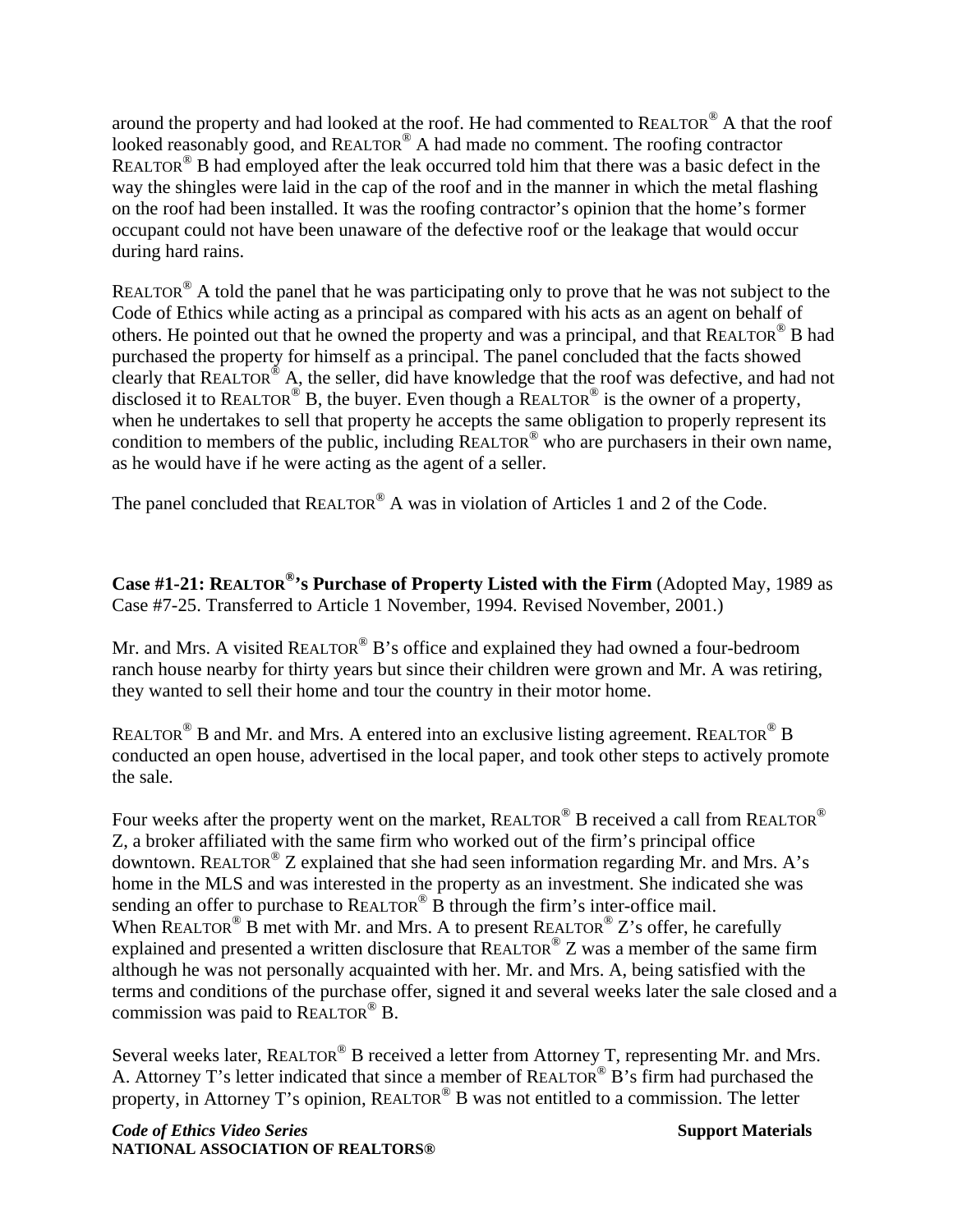around the property and had looked at the roof. He had commented to REALTOR® A that the roof looked reasonably good, and REALTOR® A had made no comment. The roofing contractor REALTOR® B had employed after the leak occurred told him that there was a basic defect in the way the shingles were laid in the cap of the roof and in the manner in which the metal flashing on the roof had been installed. It was the roofing contractor's opinion that the home's former occupant could not have been unaware of the defective roof or the leakage that would occur during hard rains.

REALTOR® A told the panel that he was participating only to prove that he was not subject to the Code of Ethics while acting as a principal as compared with his acts as an agent on behalf of others. He pointed out that he owned the property and was a principal, and that REALTOR® B had purchased the property for himself as a principal. The panel concluded that the facts showed clearly that REALTOR® A, the seller, did have knowledge that the roof was defective, and had not disclosed it to REALTOR® B, the buyer. Even though a REALTOR® is the owner of a property, when he undertakes to sell that property he accepts the same obligation to properly represent its condition to members of the public, including REALTOR® who are purchasers in their own name, as he would have if he were acting as the agent of a seller.

The panel concluded that REALTOR® A was in violation of Articles 1 and 2 of the Code.

**Case #1-21: REALTOR®'s Purchase of Property Listed with the Firm** (Adopted May, 1989 as Case #7-25. Transferred to Article 1 November, 1994. Revised November, 2001.)

Mr. and Mrs. A visited REALTOR® B's office and explained they had owned a four-bedroom ranch house nearby for thirty years but since their children were grown and Mr. A was retiring, they wanted to sell their home and tour the country in their motor home.

REALTOR® B and Mr. and Mrs. A entered into an exclusive listing agreement. REALTOR® B conducted an open house, advertised in the local paper, and took other steps to actively promote the sale.

Four weeks after the property went on the market, REALTOR® B received a call from REALTOR® Z, a broker affiliated with the same firm who worked out of the firm's principal office downtown. REALTOR® Z explained that she had seen information regarding Mr. and Mrs. A's home in the MLS and was interested in the property as an investment. She indicated she was sending an offer to purchase to REALTOR® B through the firm's inter-office mail.
When REALTOR® B met with Mr. and Mrs. A to present REALTOR® Z's offer, he carefully explained and presented a written disclosure that REALTOR® Z was a member of the same firm although he was not personally acquainted with her. Mr. and Mrs. A, being satisfied with the terms and conditions of the purchase offer, signed it and several weeks later the sale closed and a commission was paid to REALTOR® B.

Several weeks later, REALTOR® B received a letter from Attorney T, representing Mr. and Mrs. A. Attorney T's letter indicated that since a member of REALTOR® B's firm had purchased the property, in Attorney T's opinion, REALTOR® B was not entitled to a commission. The letter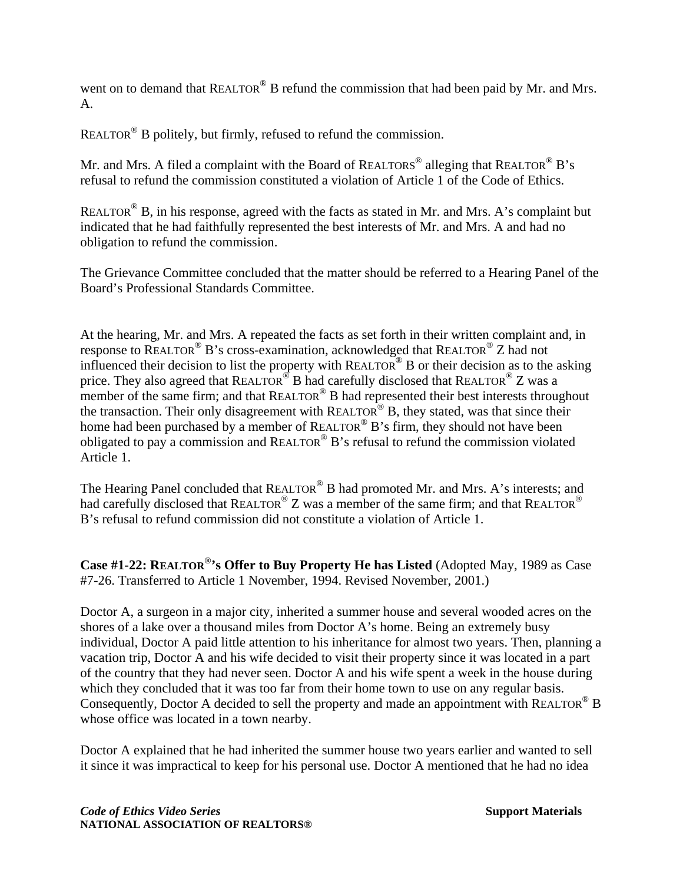went on to demand that REALTOR® B refund the commission that had been paid by Mr. and Mrs. A.

REALTOR® B politely, but firmly, refused to refund the commission.

Mr. and Mrs. A filed a complaint with the Board of REALTORS® alleging that REALTOR® B's refusal to refund the commission constituted a violation of Article 1 of the Code of Ethics.

REALTOR® B, in his response, agreed with the facts as stated in Mr. and Mrs. A's complaint but indicated that he had faithfully represented the best interests of Mr. and Mrs. A and had no obligation to refund the commission.

The Grievance Committee concluded that the matter should be referred to a Hearing Panel of the Board's Professional Standards Committee.

At the hearing, Mr. and Mrs. A repeated the facts as set forth in their written complaint and, in response to REALTOR® B's cross-examination, acknowledged that REALTOR® Z had not influenced their decision to list the property with REALTOR® B or their decision as to the asking price. They also agreed that REALTOR® B had carefully disclosed that REALTOR® Z was a member of the same firm; and that REALTOR® B had represented their best interests throughout the transaction. Their only disagreement with REALTOR® B, they stated, was that since their home had been purchased by a member of REALTOR® B's firm, they should not have been obligated to pay a commission and REALTOR® B's refusal to refund the commission violated Article 1.

The Hearing Panel concluded that REALTOR® B had promoted Mr. and Mrs. A's interests; and had carefully disclosed that REALTOR® Z was a member of the same firm; and that REALTOR® B's refusal to refund commission did not constitute a violation of Article 1.

**Case #1-22: REALTOR®'s Offer to Buy Property He has Listed** (Adopted May, 1989 as Case #7-26. Transferred to Article 1 November, 1994. Revised November, 2001.)

Doctor A, a surgeon in a major city, inherited a summer house and several wooded acres on the shores of a lake over a thousand miles from Doctor A's home. Being an extremely busy individual, Doctor A paid little attention to his inheritance for almost two years. Then, planning a vacation trip, Doctor A and his wife decided to visit their property since it was located in a part of the country that they had never seen. Doctor A and his wife spent a week in the house during which they concluded that it was too far from their home town to use on any regular basis. Consequently, Doctor A decided to sell the property and made an appointment with REALTOR® B whose office was located in a town nearby.

Doctor A explained that he had inherited the summer house two years earlier and wanted to sell it since it was impractical to keep for his personal use. Doctor A mentioned that he had no idea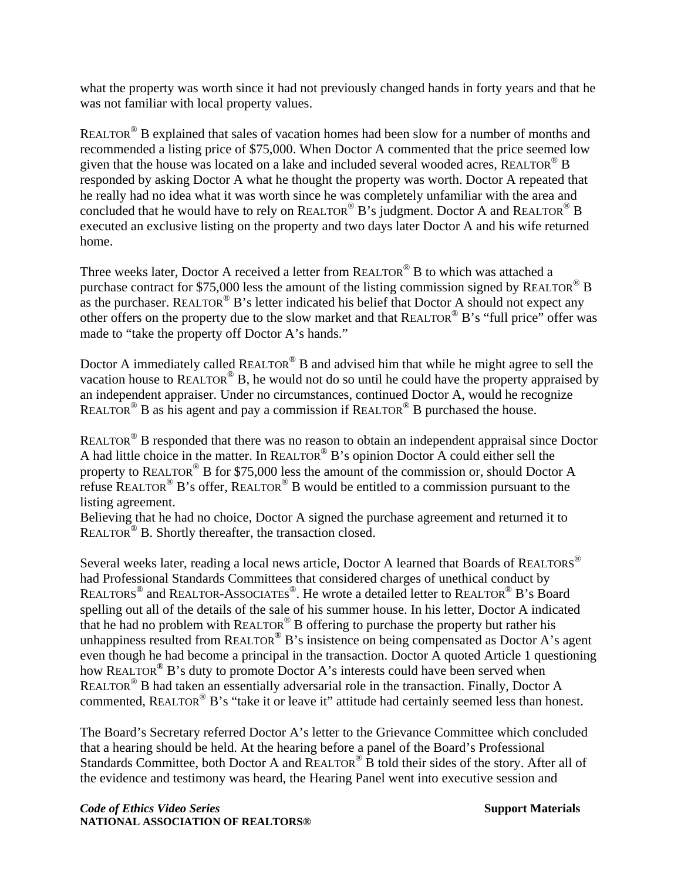what the property was worth since it had not previously changed hands in forty years and that he was not familiar with local property values.

REALTOR® B explained that sales of vacation homes had been slow for a number of months and recommended a listing price of $75,000. When Doctor A commented that the price seemed low given that the house was located on a lake and included several wooded acres, REALTOR® B responded by asking Doctor A what he thought the property was worth. Doctor A repeated that he really had no idea what it was worth since he was completely unfamiliar with the area and concluded that he would have to rely on REALTOR® B's judgment. Doctor A and REALTOR® B executed an exclusive listing on the property and two days later Doctor A and his wife returned home.

Three weeks later, Doctor A received a letter from REALTOR® B to which was attached a purchase contract for $75,000 less the amount of the listing commission signed by REALTOR® B as the purchaser. REALTOR® B's letter indicated his belief that Doctor A should not expect any other offers on the property due to the slow market and that REALTOR® B's "full price" offer was made to "take the property off Doctor A's hands."

Doctor A immediately called REALTOR® B and advised him that while he might agree to sell the vacation house to REALTOR® B, he would not do so until he could have the property appraised by an independent appraiser. Under no circumstances, continued Doctor A, would he recognize REALTOR® B as his agent and pay a commission if REALTOR® B purchased the house.

REALTOR® B responded that there was no reason to obtain an independent appraisal since Doctor A had little choice in the matter. In REALTOR® B's opinion Doctor A could either sell the property to REALTOR® B for $75,000 less the amount of the commission or, should Doctor A refuse REALTOR® B's offer, REALTOR® B would be entitled to a commission pursuant to the listing agreement.
Believing that he had no choice, Doctor A signed the purchase agreement and returned it to REALTOR® B. Shortly thereafter, the transaction closed.

Several weeks later, reading a local news article, Doctor A learned that Boards of REALTORS® had Professional Standards Committees that considered charges of unethical conduct by REALTORS® and REALTOR-ASSOCIATES®. He wrote a detailed letter to REALTOR® B's Board spelling out all of the details of the sale of his summer house. In his letter, Doctor A indicated that he had no problem with REALTOR® B offering to purchase the property but rather his unhappiness resulted from REALTOR® B's insistence on being compensated as Doctor A's agent even though he had become a principal in the transaction. Doctor A quoted Article 1 questioning how REALTOR® B's duty to promote Doctor A's interests could have been served when REALTOR® B had taken an essentially adversarial role in the transaction. Finally, Doctor A commented, REALTOR® B's "take it or leave it" attitude had certainly seemed less than honest.

The Board's Secretary referred Doctor A's letter to the Grievance Committee which concluded that a hearing should be held. At the hearing before a panel of the Board's Professional Standards Committee, both Doctor A and REALTOR® B told their sides of the story. After all of the evidence and testimony was heard, the Hearing Panel went into executive session and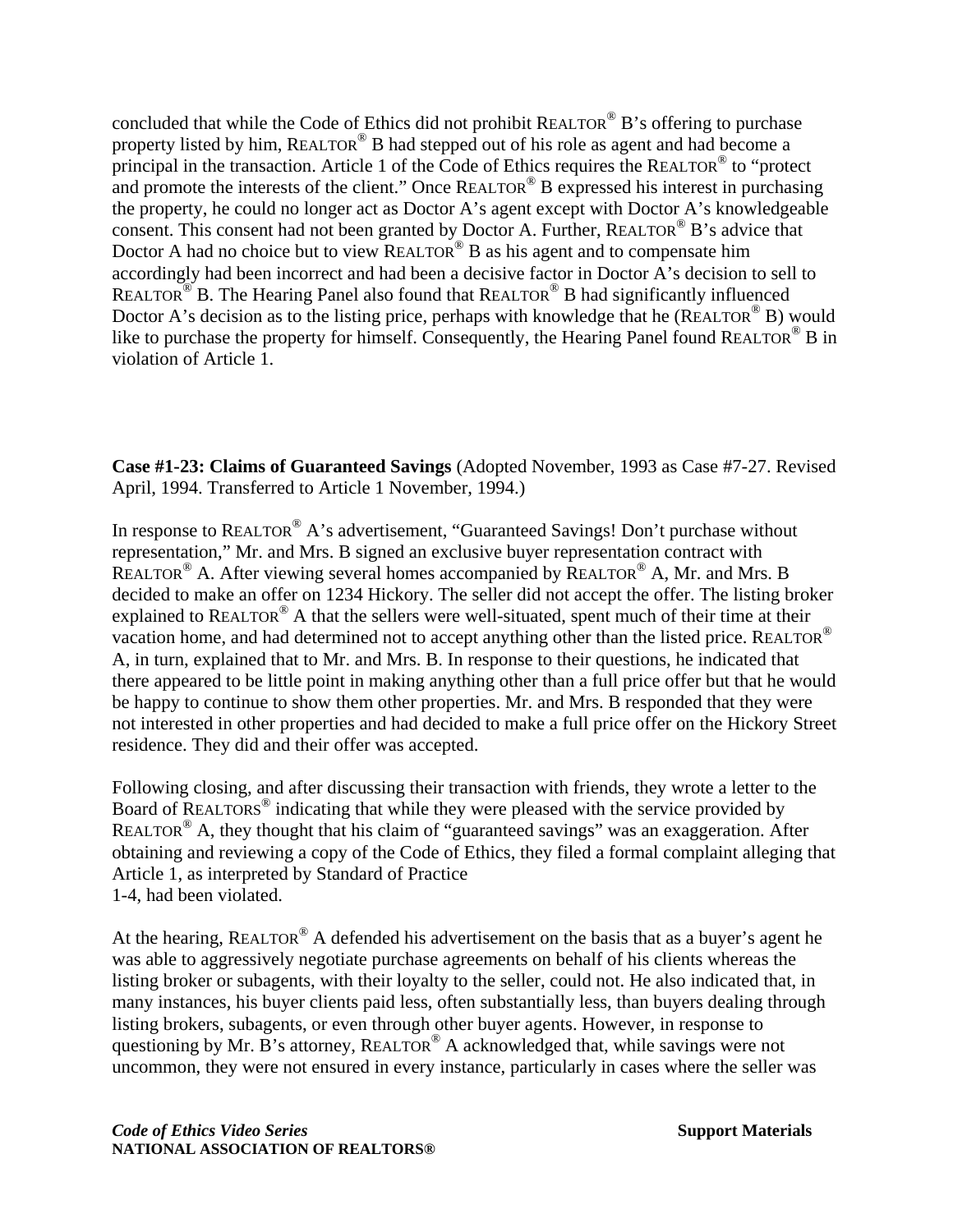concluded that while the Code of Ethics did not prohibit REALTOR® B's offering to purchase property listed by him, REALTOR® B had stepped out of his role as agent and had become a principal in the transaction. Article 1 of the Code of Ethics requires the REALTOR® to "protect and promote the interests of the client." Once REALTOR® B expressed his interest in purchasing the property, he could no longer act as Doctor A's agent except with Doctor A's knowledgeable consent. This consent had not been granted by Doctor A. Further, REALTOR® B's advice that Doctor A had no choice but to view REALTOR® B as his agent and to compensate him accordingly had been incorrect and had been a decisive factor in Doctor A's decision to sell to REALTOR® B. The Hearing Panel also found that REALTOR® B had significantly influenced Doctor A's decision as to the listing price, perhaps with knowledge that he (REALTOR® B) would like to purchase the property for himself. Consequently, the Hearing Panel found REALTOR® B in violation of Article 1.

**Case #1-23: Claims of Guaranteed Savings** (Adopted November, 1993 as Case #7-27. Revised April, 1994. Transferred to Article 1 November, 1994.)

In response to REALTOR® A's advertisement, "Guaranteed Savings! Don't purchase without representation," Mr. and Mrs. B signed an exclusive buyer representation contract with REALTOR® A. After viewing several homes accompanied by REALTOR® A, Mr. and Mrs. B decided to make an offer on 1234 Hickory. The seller did not accept the offer. The listing broker explained to REALTOR® A that the sellers were well-situated, spent much of their time at their vacation home, and had determined not to accept anything other than the listed price. REALTOR® A, in turn, explained that to Mr. and Mrs. B. In response to their questions, he indicated that there appeared to be little point in making anything other than a full price offer but that he would be happy to continue to show them other properties. Mr. and Mrs. B responded that they were not interested in other properties and had decided to make a full price offer on the Hickory Street residence. They did and their offer was accepted.

Following closing, and after discussing their transaction with friends, they wrote a letter to the Board of REALTORS® indicating that while they were pleased with the service provided by REALTOR® A, they thought that his claim of "guaranteed savings" was an exaggeration. After obtaining and reviewing a copy of the Code of Ethics, they filed a formal complaint alleging that Article 1, as interpreted by Standard of Practice 1-4, had been violated.

At the hearing, REALTOR® A defended his advertisement on the basis that as a buyer's agent he was able to aggressively negotiate purchase agreements on behalf of his clients whereas the listing broker or subagents, with their loyalty to the seller, could not. He also indicated that, in many instances, his buyer clients paid less, often substantially less, than buyers dealing through listing brokers, subagents, or even through other buyer agents. However, in response to questioning by Mr. B's attorney, REALTOR® A acknowledged that, while savings were not uncommon, they were not ensured in every instance, particularly in cases where the seller was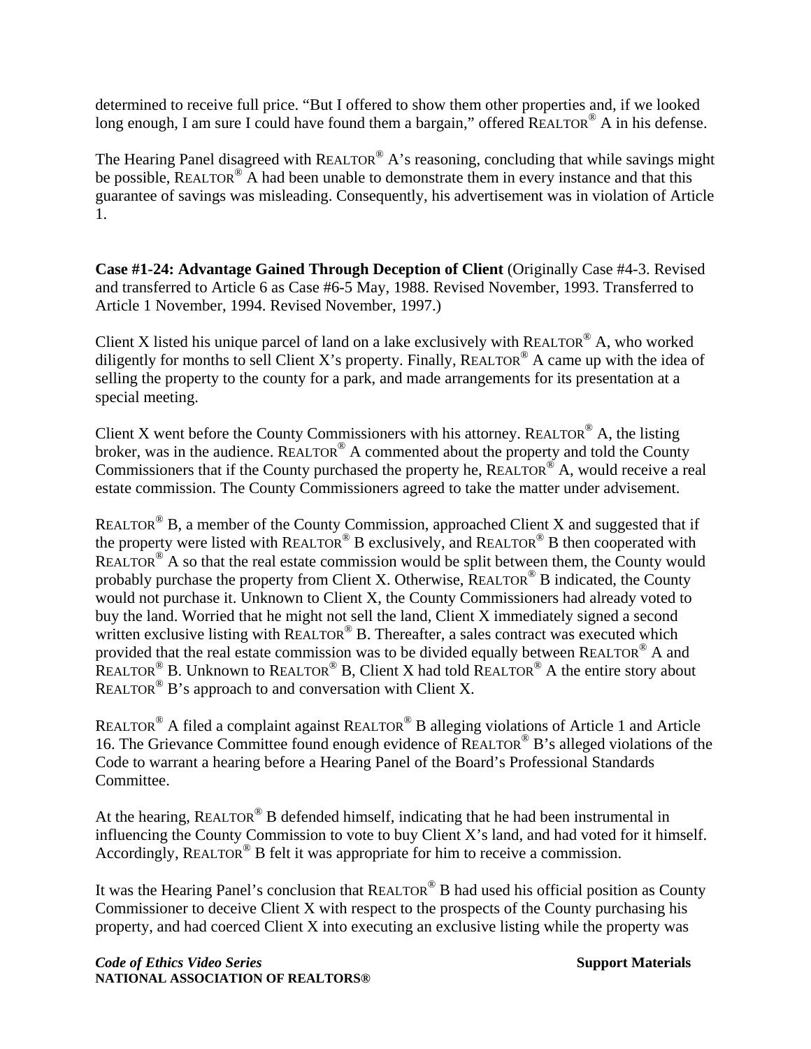determined to receive full price. "But I offered to show them other properties and, if we looked long enough, I am sure I could have found them a bargain," offered REALTOR® A in his defense.

The Hearing Panel disagreed with REALTOR® A's reasoning, concluding that while savings might be possible, REALTOR® A had been unable to demonstrate them in every instance and that this guarantee of savings was misleading. Consequently, his advertisement was in violation of Article 1.

**Case #1-24: Advantage Gained Through Deception of Client** (Originally Case #4-3. Revised and transferred to Article 6 as Case #6-5 May, 1988. Revised November, 1993. Transferred to Article 1 November, 1994. Revised November, 1997.)

Client X listed his unique parcel of land on a lake exclusively with REALTOR® A, who worked diligently for months to sell Client X's property. Finally, REALTOR® A came up with the idea of selling the property to the county for a park, and made arrangements for its presentation at a special meeting.

Client X went before the County Commissioners with his attorney. REALTOR® A, the listing broker, was in the audience. REALTOR® A commented about the property and told the County Commissioners that if the County purchased the property he, REALTOR® A, would receive a real estate commission. The County Commissioners agreed to take the matter under advisement.

REALTOR® B, a member of the County Commission, approached Client X and suggested that if the property were listed with REALTOR® B exclusively, and REALTOR® B then cooperated with REALTOR® A so that the real estate commission would be split between them, the County would probably purchase the property from Client X. Otherwise, REALTOR® B indicated, the County would not purchase it. Unknown to Client X, the County Commissioners had already voted to buy the land. Worried that he might not sell the land, Client X immediately signed a second written exclusive listing with REALTOR® B. Thereafter, a sales contract was executed which provided that the real estate commission was to be divided equally between REALTOR® A and REALTOR® B. Unknown to REALTOR® B, Client X had told REALTOR® A the entire story about REALTOR® B's approach to and conversation with Client X.

REALTOR® A filed a complaint against REALTOR® B alleging violations of Article 1 and Article 16. The Grievance Committee found enough evidence of REALTOR® B's alleged violations of the Code to warrant a hearing before a Hearing Panel of the Board's Professional Standards Committee.

At the hearing, REALTOR® B defended himself, indicating that he had been instrumental in influencing the County Commission to vote to buy Client X's land, and had voted for it himself. Accordingly, REALTOR® B felt it was appropriate for him to receive a commission.

It was the Hearing Panel's conclusion that REALTOR® B had used his official position as County Commissioner to deceive Client X with respect to the prospects of the County purchasing his property, and had coerced Client X into executing an exclusive listing while the property was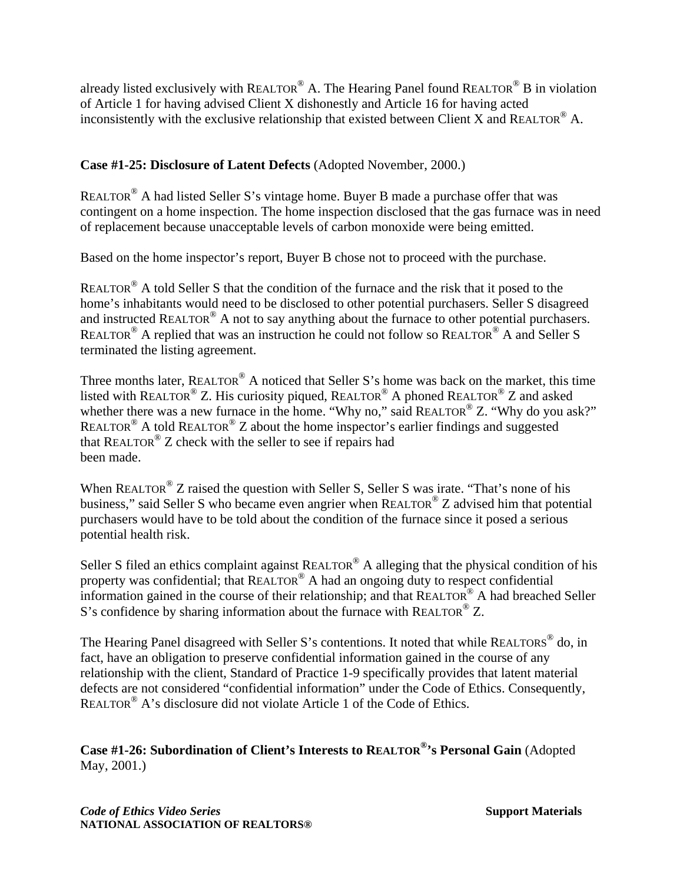already listed exclusively with REALTOR® A. The Hearing Panel found REALTOR® B in violation of Article 1 for having advised Client X dishonestly and Article 16 for having acted inconsistently with the exclusive relationship that existed between Client X and REALTOR® A.

**Case #1-25: Disclosure of Latent Defects** (Adopted November, 2000.)

REALTOR® A had listed Seller S's vintage home. Buyer B made a purchase offer that was contingent on a home inspection. The home inspection disclosed that the gas furnace was in need of replacement because unacceptable levels of carbon monoxide were being emitted.

Based on the home inspector's report, Buyer B chose not to proceed with the purchase.

REALTOR® A told Seller S that the condition of the furnace and the risk that it posed to the home's inhabitants would need to be disclosed to other potential purchasers. Seller S disagreed and instructed REALTOR® A not to say anything about the furnace to other potential purchasers. REALTOR® A replied that was an instruction he could not follow so REALTOR® A and Seller S terminated the listing agreement.

Three months later, REALTOR® A noticed that Seller S's home was back on the market, this time listed with REALTOR® Z. His curiosity piqued, REALTOR® A phoned REALTOR® Z and asked whether there was a new furnace in the home. "Why no," said REALTOR® Z. "Why do you ask?" REALTOR® A told REALTOR® Z about the home inspector's earlier findings and suggested that REALTOR® Z check with the seller to see if repairs had been made.

When REALTOR® Z raised the question with Seller S, Seller S was irate. "That's none of his business," said Seller S who became even angrier when REALTOR® Z advised him that potential purchasers would have to be told about the condition of the furnace since it posed a serious potential health risk.

Seller S filed an ethics complaint against REALTOR® A alleging that the physical condition of his property was confidential; that REALTOR® A had an ongoing duty to respect confidential information gained in the course of their relationship; and that REALTOR® A had breached Seller S's confidence by sharing information about the furnace with REALTOR® Z.

The Hearing Panel disagreed with Seller S's contentions. It noted that while REALTORS® do, in fact, have an obligation to preserve confidential information gained in the course of any relationship with the client, Standard of Practice 1-9 specifically provides that latent material defects are not considered "confidential information" under the Code of Ethics. Consequently, REALTOR® A's disclosure did not violate Article 1 of the Code of Ethics.

**Case #1-26: Subordination of Client's Interests to REALTOR®'s Personal Gain** (Adopted May, 2001.)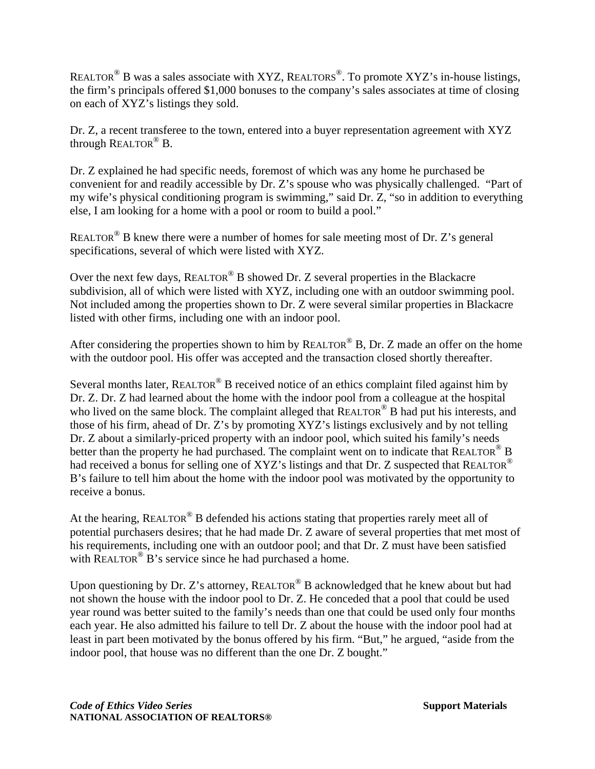REALTOR® B was a sales associate with XYZ, REALTORS®. To promote XYZ's in-house listings, the firm's principals offered $1,000 bonuses to the company's sales associates at time of closing on each of XYZ's listings they sold.

Dr. Z, a recent transferee to the town, entered into a buyer representation agreement with XYZ through REALTOR® B.

Dr. Z explained he had specific needs, foremost of which was any home he purchased be convenient for and readily accessible by Dr. Z's spouse who was physically challenged. "Part of my wife's physical conditioning program is swimming," said Dr. Z, "so in addition to everything else, I am looking for a home with a pool or room to build a pool."

REALTOR® B knew there were a number of homes for sale meeting most of Dr. Z's general specifications, several of which were listed with XYZ.

Over the next few days, REALTOR® B showed Dr. Z several properties in the Blackacre subdivision, all of which were listed with XYZ, including one with an outdoor swimming pool. Not included among the properties shown to Dr. Z were several similar properties in Blackacre listed with other firms, including one with an indoor pool.

After considering the properties shown to him by REALTOR® B, Dr. Z made an offer on the home with the outdoor pool. His offer was accepted and the transaction closed shortly thereafter.

Several months later, REALTOR® B received notice of an ethics complaint filed against him by Dr. Z. Dr. Z had learned about the home with the indoor pool from a colleague at the hospital who lived on the same block. The complaint alleged that REALTOR® B had put his interests, and those of his firm, ahead of Dr. Z's by promoting XYZ's listings exclusively and by not telling Dr. Z about a similarly-priced property with an indoor pool, which suited his family's needs better than the property he had purchased. The complaint went on to indicate that REALTOR® B had received a bonus for selling one of XYZ's listings and that Dr. Z suspected that REALTOR® B's failure to tell him about the home with the indoor pool was motivated by the opportunity to receive a bonus.

At the hearing, REALTOR® B defended his actions stating that properties rarely meet all of potential purchasers desires; that he had made Dr. Z aware of several properties that met most of his requirements, including one with an outdoor pool; and that Dr. Z must have been satisfied with REALTOR® B's service since he had purchased a home.

Upon questioning by Dr. Z's attorney, REALTOR® B acknowledged that he knew about but had not shown the house with the indoor pool to Dr. Z. He conceded that a pool that could be used year round was better suited to the family's needs than one that could be used only four months each year. He also admitted his failure to tell Dr. Z about the house with the indoor pool had at least in part been motivated by the bonus offered by his firm. "But," he argued, "aside from the indoor pool, that house was no different than the one Dr. Z bought."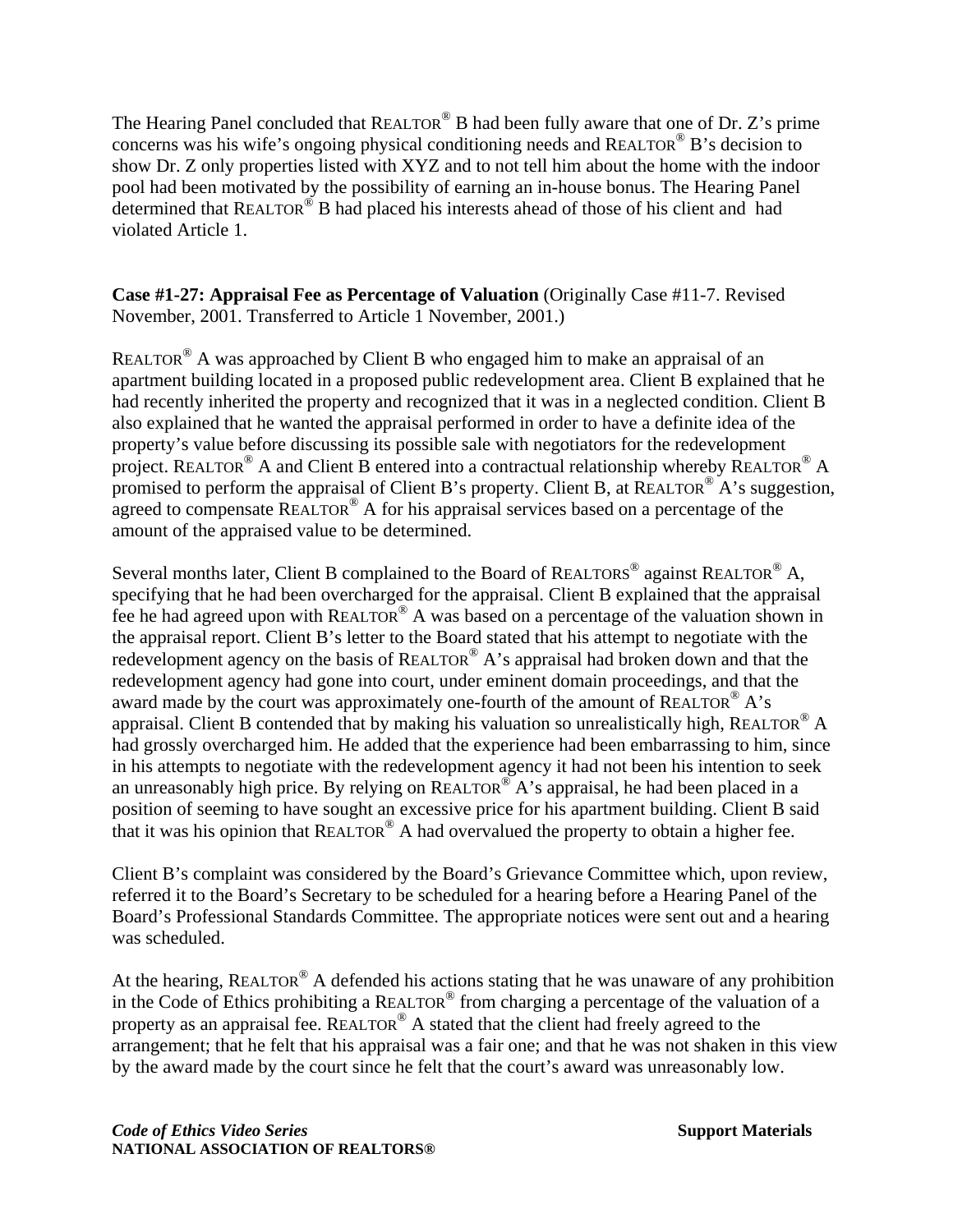The Hearing Panel concluded that REALTOR® B had been fully aware that one of Dr. Z's prime concerns was his wife's ongoing physical conditioning needs and REALTOR® B's decision to show Dr. Z only properties listed with XYZ and to not tell him about the home with the indoor pool had been motivated by the possibility of earning an in-house bonus. The Hearing Panel determined that REALTOR® B had placed his interests ahead of those of his client and had violated Article 1.

**Case #1-27: Appraisal Fee as Percentage of Valuation** (Originally Case #11-7. Revised November, 2001. Transferred to Article 1 November, 2001.)

REALTOR® A was approached by Client B who engaged him to make an appraisal of an apartment building located in a proposed public redevelopment area. Client B explained that he had recently inherited the property and recognized that it was in a neglected condition. Client B also explained that he wanted the appraisal performed in order to have a definite idea of the property's value before discussing its possible sale with negotiators for the redevelopment project. REALTOR® A and Client B entered into a contractual relationship whereby REALTOR® A promised to perform the appraisal of Client B's property. Client B, at REALTOR® A's suggestion, agreed to compensate REALTOR® A for his appraisal services based on a percentage of the amount of the appraised value to be determined.

Several months later, Client B complained to the Board of REALTORS® against REALTOR® A, specifying that he had been overcharged for the appraisal. Client B explained that the appraisal fee he had agreed upon with REALTOR® A was based on a percentage of the valuation shown in the appraisal report. Client B's letter to the Board stated that his attempt to negotiate with the redevelopment agency on the basis of REALTOR® A's appraisal had broken down and that the redevelopment agency had gone into court, under eminent domain proceedings, and that the award made by the court was approximately one-fourth of the amount of REALTOR® A's appraisal. Client B contended that by making his valuation so unrealistically high, REALTOR® A had grossly overcharged him. He added that the experience had been embarrassing to him, since in his attempts to negotiate with the redevelopment agency it had not been his intention to seek an unreasonably high price. By relying on REALTOR® A's appraisal, he had been placed in a position of seeming to have sought an excessive price for his apartment building. Client B said that it was his opinion that REALTOR® A had overvalued the property to obtain a higher fee.

Client B's complaint was considered by the Board's Grievance Committee which, upon review, referred it to the Board's Secretary to be scheduled for a hearing before a Hearing Panel of the Board's Professional Standards Committee. The appropriate notices were sent out and a hearing was scheduled.

At the hearing, REALTOR® A defended his actions stating that he was unaware of any prohibition in the Code of Ethics prohibiting a REALTOR® from charging a percentage of the valuation of a property as an appraisal fee. REALTOR® A stated that the client had freely agreed to the arrangement; that he felt that his appraisal was a fair one; and that he was not shaken in this view by the award made by the court since he felt that the court's award was unreasonably low.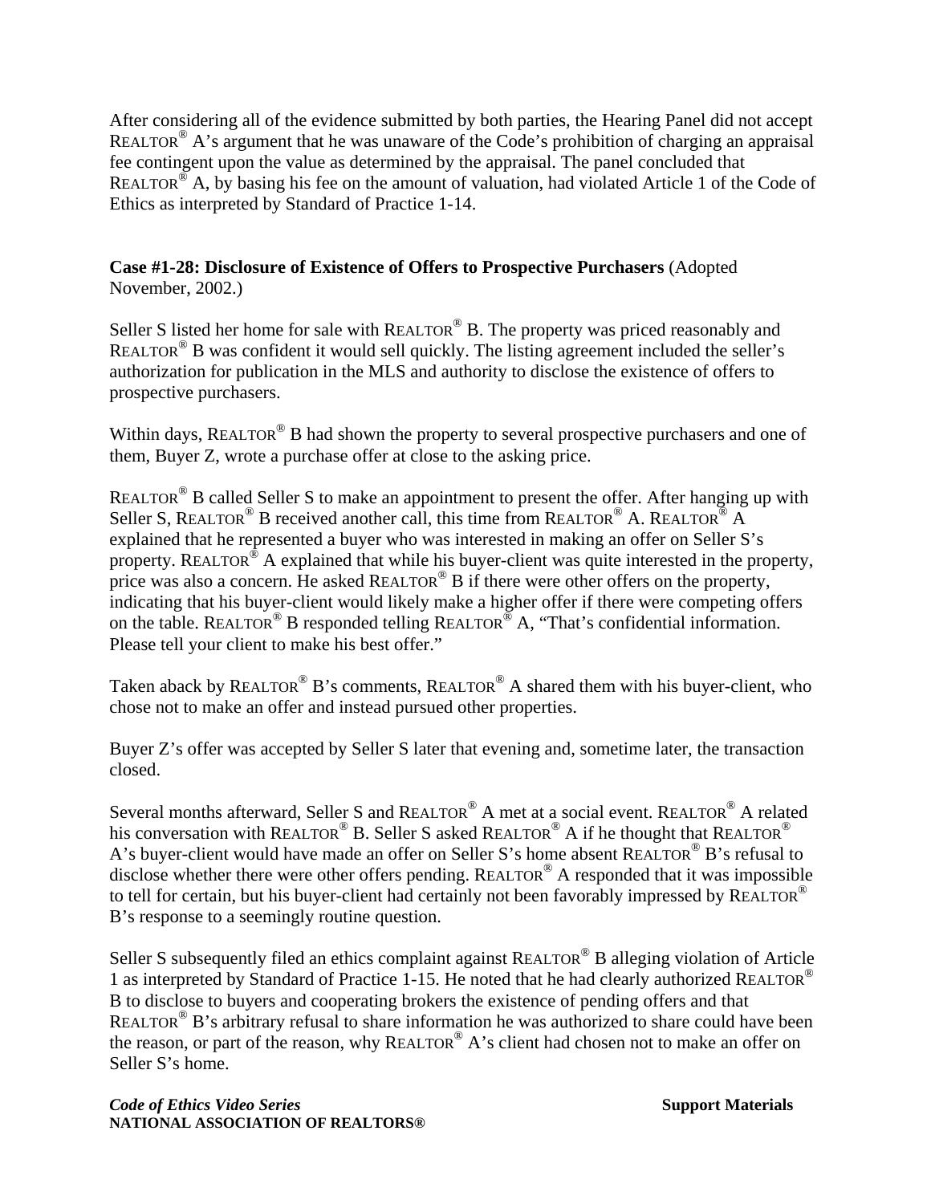After considering all of the evidence submitted by both parties, the Hearing Panel did not accept REALTOR® A's argument that he was unaware of the Code's prohibition of charging an appraisal fee contingent upon the value as determined by the appraisal. The panel concluded that REALTOR® A, by basing his fee on the amount of valuation, had violated Article 1 of the Code of Ethics as interpreted by Standard of Practice 1-14.

**Case #1-28: Disclosure of Existence of Offers to Prospective Purchasers** (Adopted November, 2002.)

Seller S listed her home for sale with REALTOR® B. The property was priced reasonably and REALTOR® B was confident it would sell quickly. The listing agreement included the seller's authorization for publication in the MLS and authority to disclose the existence of offers to prospective purchasers.

Within days, REALTOR® B had shown the property to several prospective purchasers and one of them, Buyer Z, wrote a purchase offer at close to the asking price.

REALTOR® B called Seller S to make an appointment to present the offer. After hanging up with Seller S, REALTOR® B received another call, this time from REALTOR® A. REALTOR® A explained that he represented a buyer who was interested in making an offer on Seller S's property. REALTOR® A explained that while his buyer-client was quite interested in the property, price was also a concern. He asked REALTOR® B if there were other offers on the property, indicating that his buyer-client would likely make a higher offer if there were competing offers on the table. REALTOR® B responded telling REALTOR® A, "That's confidential information. Please tell your client to make his best offer."

Taken aback by REALTOR® B's comments, REALTOR® A shared them with his buyer-client, who chose not to make an offer and instead pursued other properties.

Buyer Z's offer was accepted by Seller S later that evening and, sometime later, the transaction closed.

Several months afterward, Seller S and REALTOR® A met at a social event. REALTOR® A related his conversation with REALTOR® B. Seller S asked REALTOR® A if he thought that REALTOR® A's buyer-client would have made an offer on Seller S's home absent REALTOR® B's refusal to disclose whether there were other offers pending. REALTOR® A responded that it was impossible to tell for certain, but his buyer-client had certainly not been favorably impressed by REALTOR® B's response to a seemingly routine question.

Seller S subsequently filed an ethics complaint against REALTOR® B alleging violation of Article 1 as interpreted by Standard of Practice 1-15. He noted that he had clearly authorized REALTOR® B to disclose to buyers and cooperating brokers the existence of pending offers and that REALTOR® B's arbitrary refusal to share information he was authorized to share could have been the reason, or part of the reason, why REALTOR® A's client had chosen not to make an offer on Seller S's home.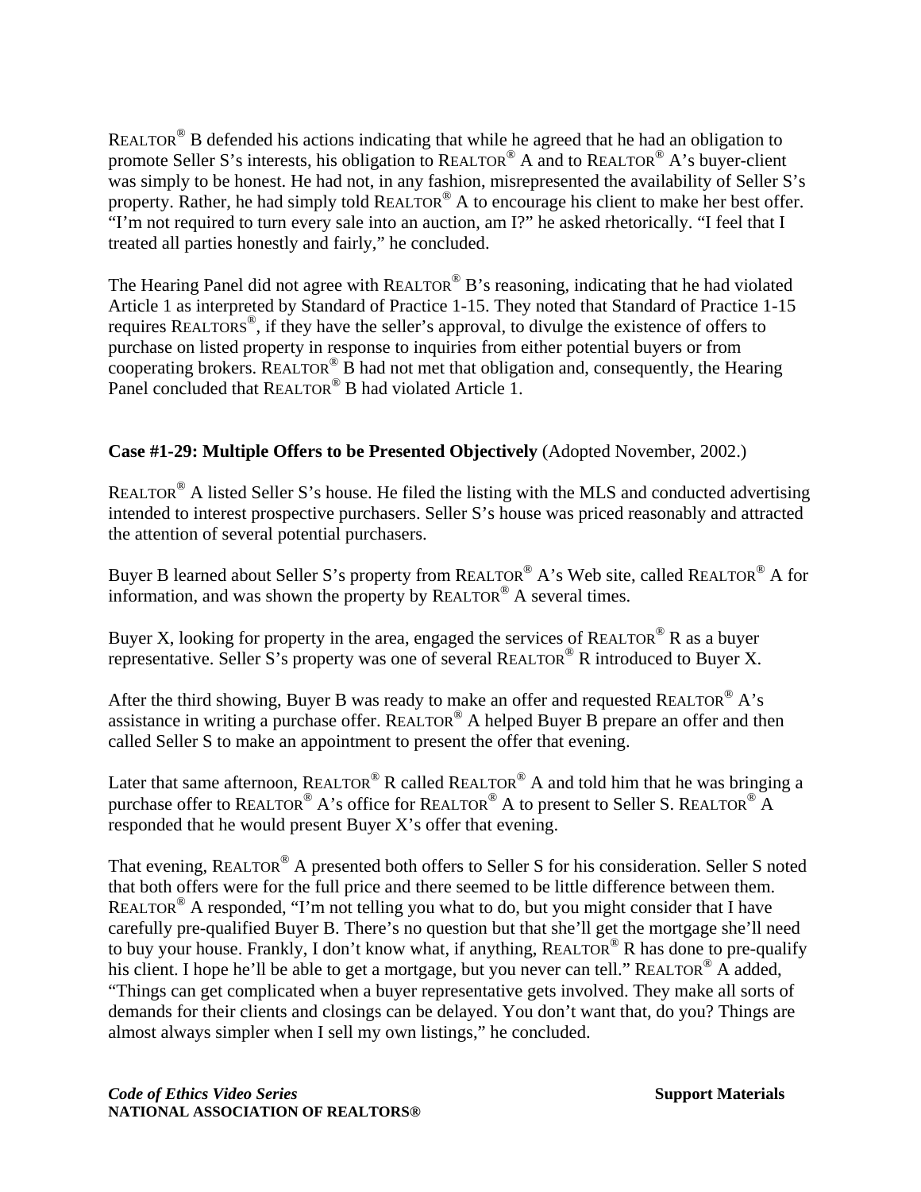REALTOR® B defended his actions indicating that while he agreed that he had an obligation to promote Seller S's interests, his obligation to REALTOR® A and to REALTOR® A's buyer-client was simply to be honest. He had not, in any fashion, misrepresented the availability of Seller S's property. Rather, he had simply told REALTOR® A to encourage his client to make her best offer. "I'm not required to turn every sale into an auction, am I?" he asked rhetorically. "I feel that I treated all parties honestly and fairly," he concluded.

The Hearing Panel did not agree with REALTOR® B's reasoning, indicating that he had violated Article 1 as interpreted by Standard of Practice 1-15. They noted that Standard of Practice 1-15 requires REALTORS®, if they have the seller's approval, to divulge the existence of offers to purchase on listed property in response to inquiries from either potential buyers or from cooperating brokers. REALTOR® B had not met that obligation and, consequently, the Hearing Panel concluded that REALTOR® B had violated Article 1.

**Case #1-29: Multiple Offers to be Presented Objectively** (Adopted November, 2002.)

REALTOR® A listed Seller S's house. He filed the listing with the MLS and conducted advertising intended to interest prospective purchasers. Seller S's house was priced reasonably and attracted the attention of several potential purchasers.

Buyer B learned about Seller S's property from REALTOR® A's Web site, called REALTOR® A for information, and was shown the property by REALTOR® A several times.

Buyer X, looking for property in the area, engaged the services of REALTOR® R as a buyer representative. Seller S's property was one of several REALTOR® R introduced to Buyer X.

After the third showing, Buyer B was ready to make an offer and requested REALTOR® A's assistance in writing a purchase offer. REALTOR® A helped Buyer B prepare an offer and then called Seller S to make an appointment to present the offer that evening.

Later that same afternoon, REALTOR® R called REALTOR® A and told him that he was bringing a purchase offer to REALTOR® A's office for REALTOR® A to present to Seller S. REALTOR® A responded that he would present Buyer X's offer that evening.

That evening, REALTOR® A presented both offers to Seller S for his consideration. Seller S noted that both offers were for the full price and there seemed to be little difference between them. REALTOR® A responded, "I'm not telling you what to do, but you might consider that I have carefully pre-qualified Buyer B. There's no question but that she'll get the mortgage she'll need to buy your house. Frankly, I don't know what, if anything, REALTOR® R has done to pre-qualify his client. I hope he'll be able to get a mortgage, but you never can tell." REALTOR® A added, "Things can get complicated when a buyer representative gets involved. They make all sorts of demands for their clients and closings can be delayed. You don't want that, do you? Things are almost always simpler when I sell my own listings," he concluded.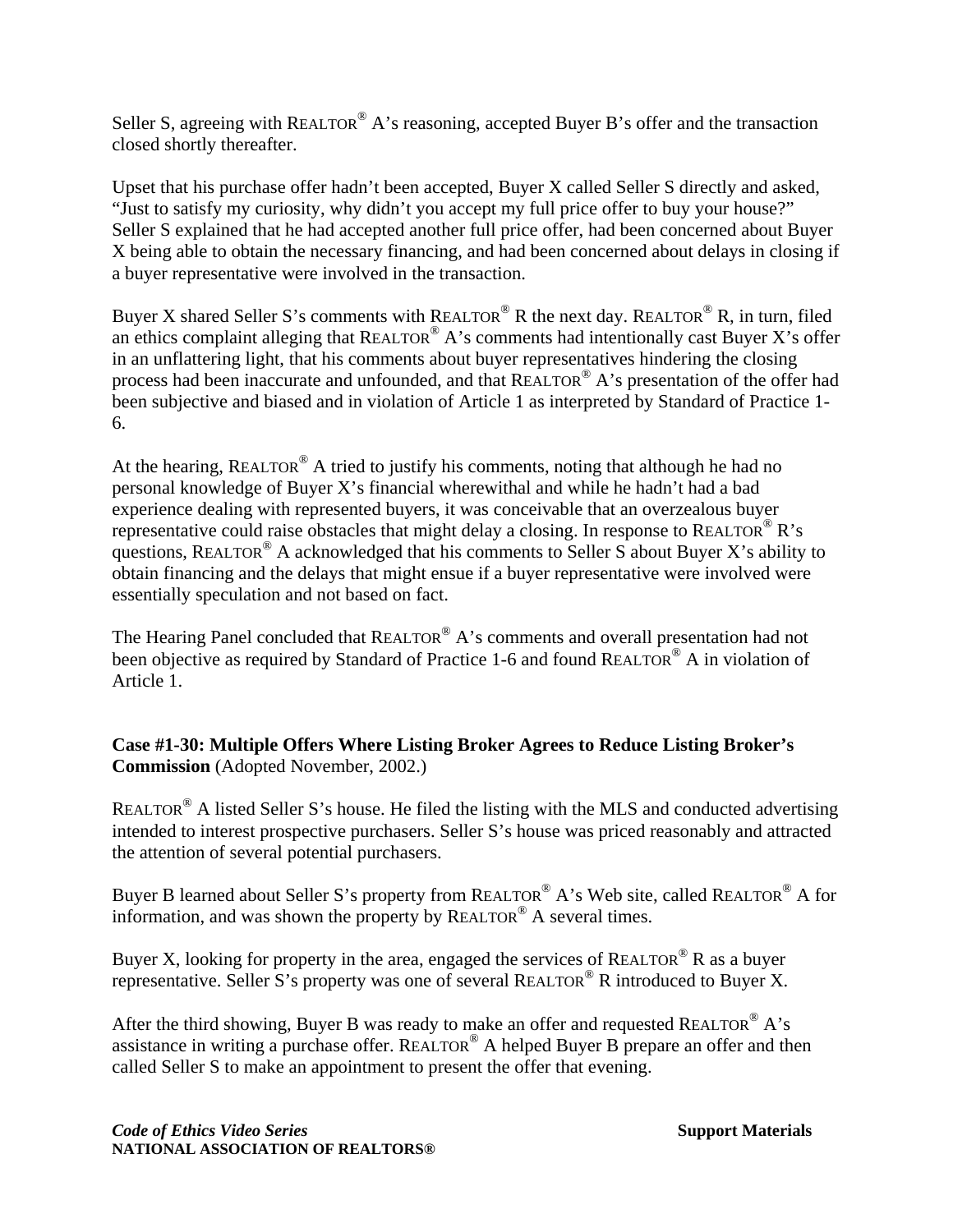Seller S, agreeing with REALTOR® A's reasoning, accepted Buyer B's offer and the transaction closed shortly thereafter.

Upset that his purchase offer hadn't been accepted, Buyer X called Seller S directly and asked, "Just to satisfy my curiosity, why didn't you accept my full price offer to buy your house?" Seller S explained that he had accepted another full price offer, had been concerned about Buyer X being able to obtain the necessary financing, and had been concerned about delays in closing if a buyer representative were involved in the transaction.

Buyer X shared Seller S's comments with REALTOR® R the next day. REALTOR® R, in turn, filed an ethics complaint alleging that REALTOR® A's comments had intentionally cast Buyer X's offer in an unflattering light, that his comments about buyer representatives hindering the closing process had been inaccurate and unfounded, and that REALTOR® A's presentation of the offer had been subjective and biased and in violation of Article 1 as interpreted by Standard of Practice 1-6.

At the hearing, REALTOR® A tried to justify his comments, noting that although he had no personal knowledge of Buyer X's financial wherewithal and while he hadn't had a bad experience dealing with represented buyers, it was conceivable that an overzealous buyer representative could raise obstacles that might delay a closing. In response to REALTOR® R's questions, REALTOR® A acknowledged that his comments to Seller S about Buyer X's ability to obtain financing and the delays that might ensue if a buyer representative were involved were essentially speculation and not based on fact.

The Hearing Panel concluded that REALTOR® A's comments and overall presentation had not been objective as required by Standard of Practice 1-6 and found REALTOR® A in violation of Article 1.

**Case #1-30: Multiple Offers Where Listing Broker Agrees to Reduce Listing Broker's Commission** (Adopted November, 2002.)

REALTOR® A listed Seller S's house. He filed the listing with the MLS and conducted advertising intended to interest prospective purchasers. Seller S's house was priced reasonably and attracted the attention of several potential purchasers.

Buyer B learned about Seller S's property from REALTOR® A's Web site, called REALTOR® A for information, and was shown the property by REALTOR® A several times.

Buyer X, looking for property in the area, engaged the services of REALTOR® R as a buyer representative. Seller S's property was one of several REALTOR® R introduced to Buyer X.

After the third showing, Buyer B was ready to make an offer and requested REALTOR® A's assistance in writing a purchase offer. REALTOR® A helped Buyer B prepare an offer and then called Seller S to make an appointment to present the offer that evening.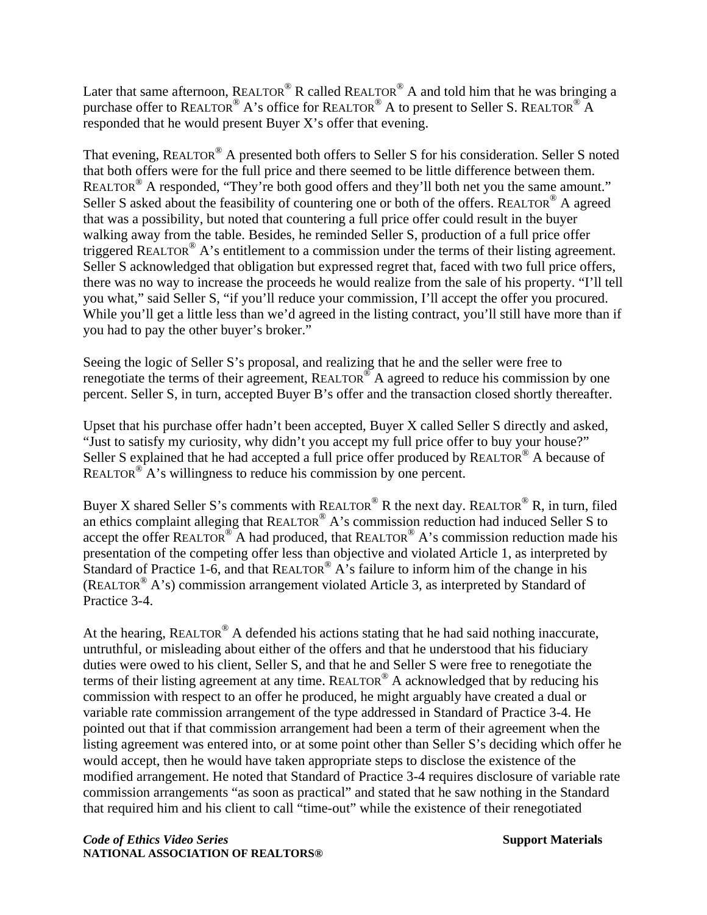Later that same afternoon, REALTOR® R called REALTOR® A and told him that he was bringing a purchase offer to REALTOR® A's office for REALTOR® A to present to Seller S. REALTOR® A responded that he would present Buyer X's offer that evening.

That evening, REALTOR® A presented both offers to Seller S for his consideration. Seller S noted that both offers were for the full price and there seemed to be little difference between them. REALTOR® A responded, "They're both good offers and they'll both net you the same amount." Seller S asked about the feasibility of countering one or both of the offers. REALTOR® A agreed that was a possibility, but noted that countering a full price offer could result in the buyer walking away from the table. Besides, he reminded Seller S, production of a full price offer triggered REALTOR® A's entitlement to a commission under the terms of their listing agreement. Seller S acknowledged that obligation but expressed regret that, faced with two full price offers, there was no way to increase the proceeds he would realize from the sale of his property. "I'll tell you what," said Seller S, "if you'll reduce your commission, I'll accept the offer you procured. While you'll get a little less than we'd agreed in the listing contract, you'll still have more than if you had to pay the other buyer's broker."

Seeing the logic of Seller S's proposal, and realizing that he and the seller were free to renegotiate the terms of their agreement, REALTOR® A agreed to reduce his commission by one percent. Seller S, in turn, accepted Buyer B's offer and the transaction closed shortly thereafter.

Upset that his purchase offer hadn't been accepted, Buyer X called Seller S directly and asked, "Just to satisfy my curiosity, why didn't you accept my full price offer to buy your house?" Seller S explained that he had accepted a full price offer produced by REALTOR® A because of REALTOR® A's willingness to reduce his commission by one percent.

Buyer X shared Seller S's comments with REALTOR® R the next day. REALTOR® R, in turn, filed an ethics complaint alleging that REALTOR® A's commission reduction had induced Seller S to accept the offer REALTOR® A had produced, that REALTOR® A's commission reduction made his presentation of the competing offer less than objective and violated Article 1, as interpreted by Standard of Practice 1-6, and that REALTOR® A's failure to inform him of the change in his (REALTOR® A's) commission arrangement violated Article 3, as interpreted by Standard of Practice 3-4.

At the hearing, REALTOR® A defended his actions stating that he had said nothing inaccurate, untruthful, or misleading about either of the offers and that he understood that his fiduciary duties were owed to his client, Seller S, and that he and Seller S were free to renegotiate the terms of their listing agreement at any time. REALTOR® A acknowledged that by reducing his commission with respect to an offer he produced, he might arguably have created a dual or variable rate commission arrangement of the type addressed in Standard of Practice 3-4. He pointed out that if that commission arrangement had been a term of their agreement when the listing agreement was entered into, or at some point other than Seller S's deciding which offer he would accept, then he would have taken appropriate steps to disclose the existence of the modified arrangement. He noted that Standard of Practice 3-4 requires disclosure of variable rate commission arrangements "as soon as practical" and stated that he saw nothing in the Standard that required him and his client to call "time-out" while the existence of their renegotiated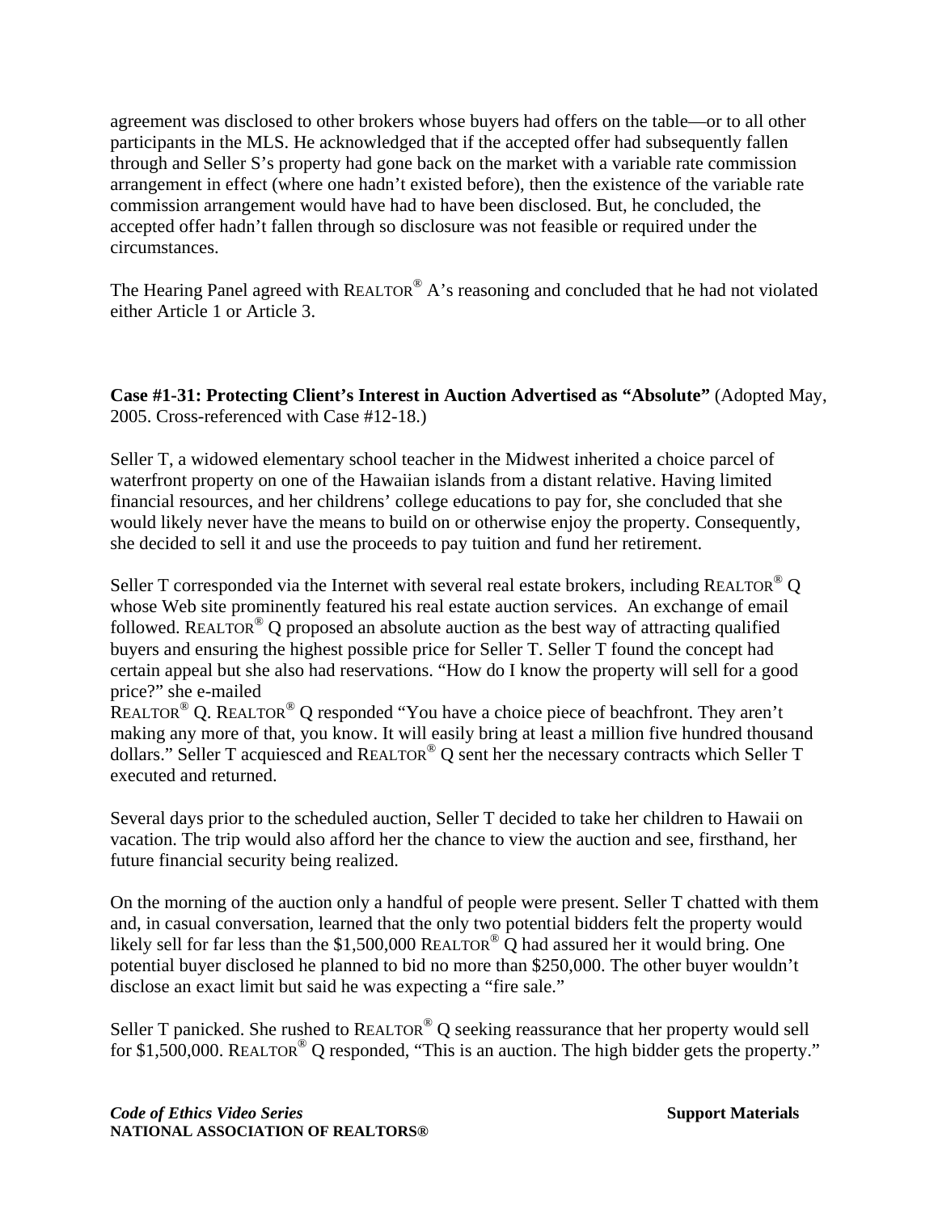agreement was disclosed to other brokers whose buyers had offers on the table—or to all other participants in the MLS. He acknowledged that if the accepted offer had subsequently fallen through and Seller S's property had gone back on the market with a variable rate commission arrangement in effect (where one hadn't existed before), then the existence of the variable rate commission arrangement would have had to have been disclosed. But, he concluded, the accepted offer hadn't fallen through so disclosure was not feasible or required under the circumstances.

The Hearing Panel agreed with REALTOR® A's reasoning and concluded that he had not violated either Article 1 or Article 3.

**Case #1-31: Protecting Client's Interest in Auction Advertised as "Absolute"** (Adopted May, 2005. Cross-referenced with Case #12-18.)

Seller T, a widowed elementary school teacher in the Midwest inherited a choice parcel of waterfront property on one of the Hawaiian islands from a distant relative. Having limited financial resources, and her childrens' college educations to pay for, she concluded that she would likely never have the means to build on or otherwise enjoy the property. Consequently, she decided to sell it and use the proceeds to pay tuition and fund her retirement.

Seller T corresponded via the Internet with several real estate brokers, including REALTOR® Q whose Web site prominently featured his real estate auction services. An exchange of email followed. REALTOR® Q proposed an absolute auction as the best way of attracting qualified buyers and ensuring the highest possible price for Seller T. Seller T found the concept had certain appeal but she also had reservations. "How do I know the property will sell for a good price?" she e-mailed REALTOR® Q. REALTOR® Q responded "You have a choice piece of beachfront. They aren't making any more of that, you know. It will easily bring at least a million five hundred thousand dollars." Seller T acquiesced and REALTOR® Q sent her the necessary contracts which Seller T executed and returned.

Several days prior to the scheduled auction, Seller T decided to take her children to Hawaii on vacation. The trip would also afford her the chance to view the auction and see, firsthand, her future financial security being realized.

On the morning of the auction only a handful of people were present. Seller T chatted with them and, in casual conversation, learned that the only two potential bidders felt the property would likely sell for far less than the $1,500,000 REALTOR® Q had assured her it would bring. One potential buyer disclosed he planned to bid no more than $250,000. The other buyer wouldn't disclose an exact limit but said he was expecting a "fire sale."

Seller T panicked. She rushed to REALTOR® Q seeking reassurance that her property would sell for $1,500,000. REALTOR® Q responded, "This is an auction. The high bidder gets the property."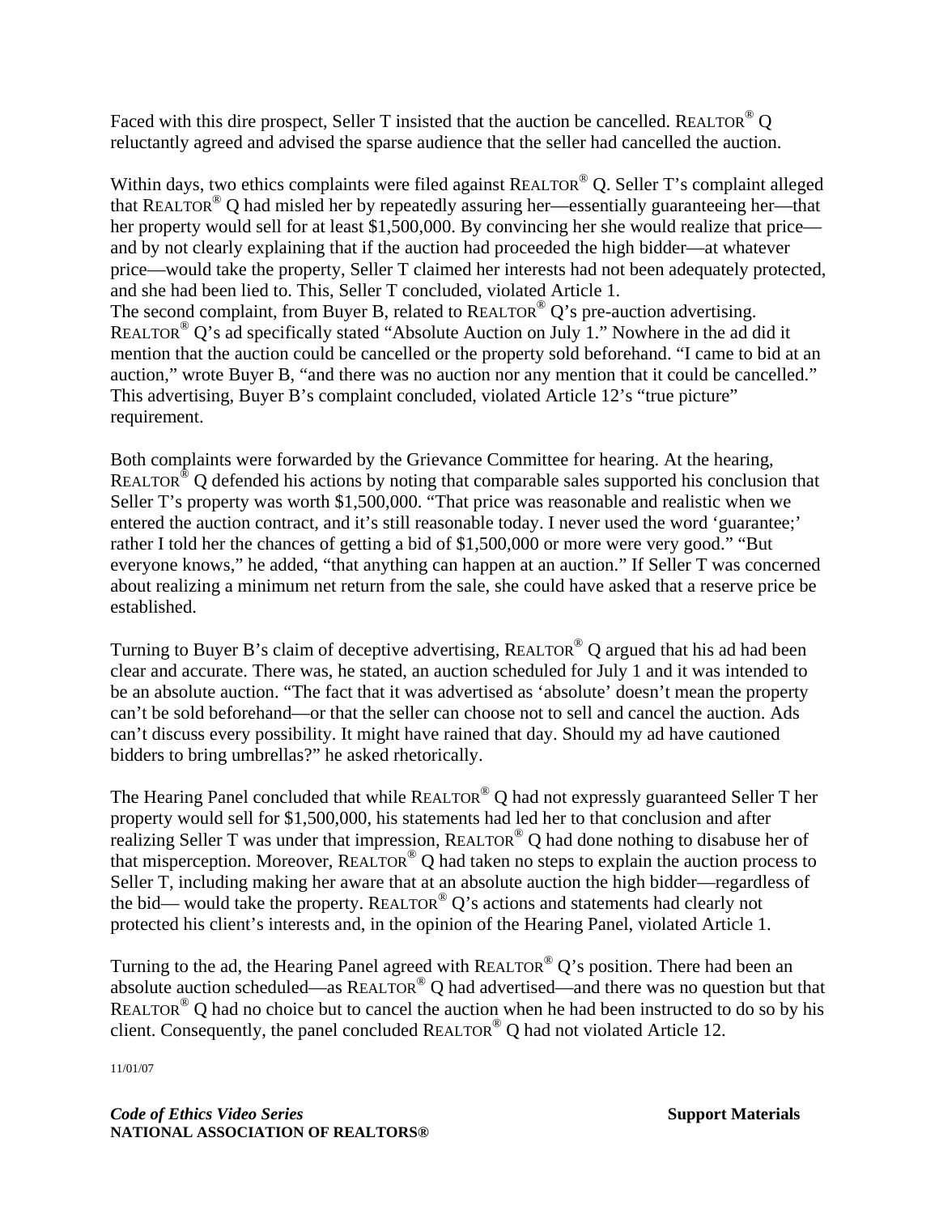Faced with this dire prospect, Seller T insisted that the auction be cancelled. REALTOR® Q reluctantly agreed and advised the sparse audience that the seller had cancelled the auction.

Within days, two ethics complaints were filed against REALTOR® Q. Seller T's complaint alleged that REALTOR® Q had misled her by repeatedly assuring her—essentially guaranteeing her—that her property would sell for at least $1,500,000. By convincing her she would realize that price—and by not clearly explaining that if the auction had proceeded the high bidder—at whatever price—would take the property, Seller T claimed her interests had not been adequately protected, and she had been lied to. This, Seller T concluded, violated Article 1.

The second complaint, from Buyer B, related to REALTOR® Q's pre-auction advertising. REALTOR® Q's ad specifically stated "Absolute Auction on July 1." Nowhere in the ad did it mention that the auction could be cancelled or the property sold beforehand. "I came to bid at an auction," wrote Buyer B, "and there was no auction nor any mention that it could be cancelled." This advertising, Buyer B's complaint concluded, violated Article 12's "true picture" requirement.

Both complaints were forwarded by the Grievance Committee for hearing. At the hearing, REALTOR® Q defended his actions by noting that comparable sales supported his conclusion that Seller T's property was worth $1,500,000. "That price was reasonable and realistic when we entered the auction contract, and it's still reasonable today. I never used the word 'guarantee;' rather I told her the chances of getting a bid of $1,500,000 or more were very good." "But everyone knows," he added, "that anything can happen at an auction." If Seller T was concerned about realizing a minimum net return from the sale, she could have asked that a reserve price be established.

Turning to Buyer B's claim of deceptive advertising, REALTOR® Q argued that his ad had been clear and accurate. There was, he stated, an auction scheduled for July 1 and it was intended to be an absolute auction. "The fact that it was advertised as 'absolute' doesn't mean the property can't be sold beforehand—or that the seller can choose not to sell and cancel the auction. Ads can't discuss every possibility. It might have rained that day. Should my ad have cautioned bidders to bring umbrellas?" he asked rhetorically.

The Hearing Panel concluded that while REALTOR® Q had not expressly guaranteed Seller T her property would sell for $1,500,000, his statements had led her to that conclusion and after realizing Seller T was under that impression, REALTOR® Q had done nothing to disabuse her of that misperception. Moreover, REALTOR® Q had taken no steps to explain the auction process to Seller T, including making her aware that at an absolute auction the high bidder—regardless of the bid— would take the property. REALTOR® Q's actions and statements had clearly not protected his client's interests and, in the opinion of the Hearing Panel, violated Article 1.

Turning to the ad, the Hearing Panel agreed with REALTOR® Q's position. There had been an absolute auction scheduled—as REALTOR® Q had advertised—and there was no question but that REALTOR® Q had no choice but to cancel the auction when he had been instructed to do so by his client. Consequently, the panel concluded REALTOR® Q had not violated Article 12.